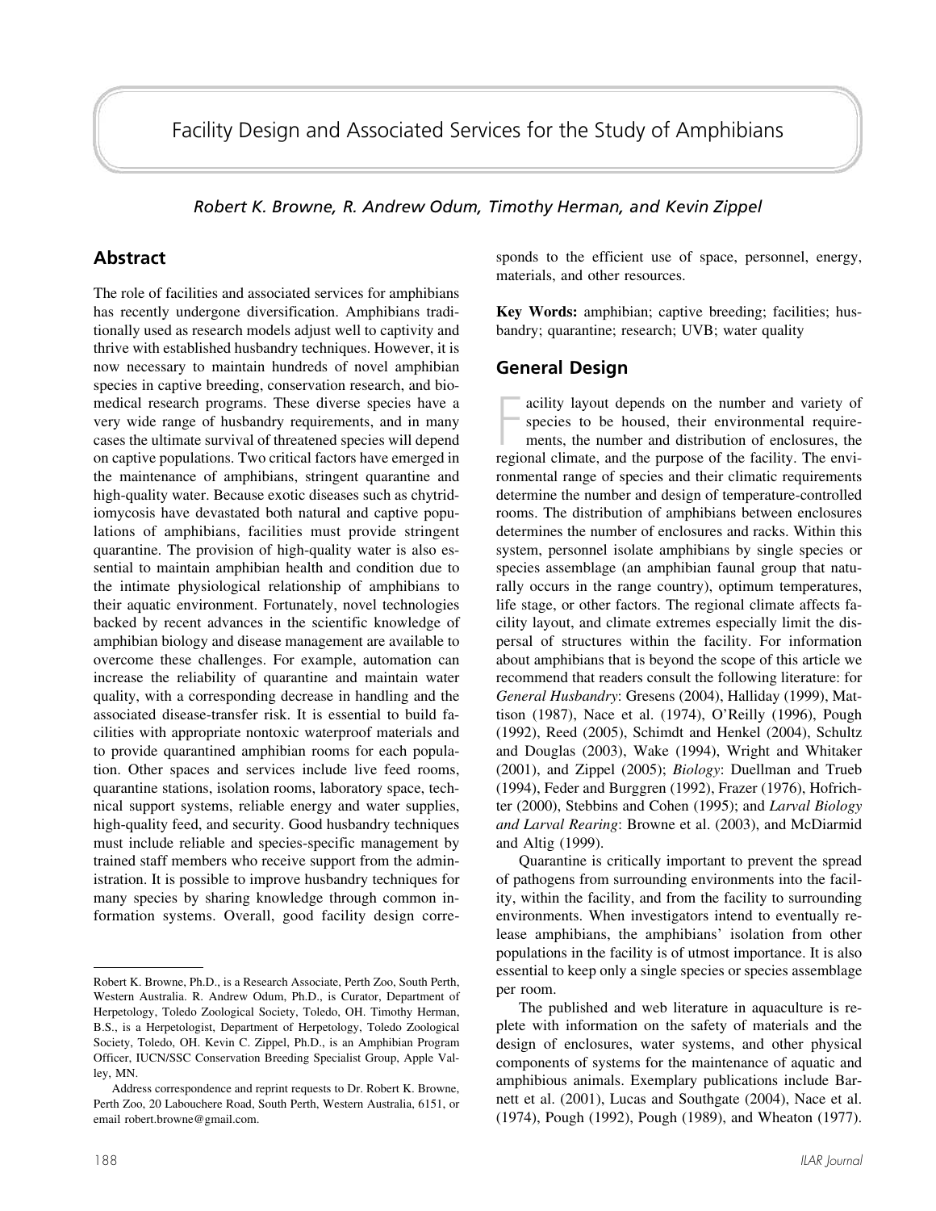# Facility Design and Associated Services for the Study of Amphibians

*Robert K. Browne, R. Andrew Odum, Timothy Herman, and Kevin Zippel*

## Abstract

The role of facilities and associated services for amphibians has recently undergone diversification. Amphibians traditionally used as research models adjust well to captivity and thrive with established husbandry techniques. However, it is now necessary to maintain hundreds of novel amphibian species in captive breeding, conservation research, and biomedical research programs. These diverse species have a very wide range of husbandry requirements, and in many cases the ultimate survival of threatened species will depend on captive populations. Two critical factors have emerged in the maintenance of amphibians, stringent quarantine and high-quality water. Because exotic diseases such as chytridiomycosis have devastated both natural and captive populations of amphibians, facilities must provide stringent quarantine. The provision of high-quality water is also essential to maintain amphibian health and condition due to the intimate physiological relationship of amphibians to their aquatic environment. Fortunately, novel technologies backed by recent advances in the scientific knowledge of amphibian biology and disease management are available to overcome these challenges. For example, automation can increase the reliability of quarantine and maintain water quality, with a corresponding decrease in handling and the associated disease-transfer risk. It is essential to build facilities with appropriate nontoxic waterproof materials and to provide quarantined amphibian rooms for each population. Other spaces and services include live feed rooms, quarantine stations, isolation rooms, laboratory space, technical support systems, reliable energy and water supplies, high-quality feed, and security. Good husbandry techniques must include reliable and species-specific management by trained staff members who receive support from the administration. It is possible to improve husbandry techniques for many species by sharing knowledge through common information systems. Overall, good facility design corresponds to the efficient use of space, personnel, energy, materials, and other resources.

**Key Words:** amphibian; captive breeding; facilities; husbandry; quarantine; research; UVB; water quality

Robert K. Browne, Ph.D., is a Research Associate, Perth Zoo, South Perth, Western Australia. R. Andrew Odum, Ph.D., is Curator, Department of Herpetology, Toledo Zoological Society, Toledo, OH. Timothy Herman, B.S., is a Herpetologist, Department of Herpetology, Toledo Zoological Society, Toledo, OH. Kevin C. Zippel, Ph.D., is an Amphibian Program Officer, IUCN/SSC Conservation Breeding Specialist Group, Apple Valley, MN.

Address correspondence and reprint requests to Dr. Robert K. Browne, Perth Zoo, 20 Labouchere Road, South Perth, Western Australia, 6151, or email robert.browne@gmail.com.

## General Design

Facility layout depends on the number and variety of species to be housed, their environmental requirements, the number and distribution of enclosures, the regional climate, and the purpose of the facility. The environmental range of species and their climatic requirements determine the number and design of temperature-controlled rooms. The distribution of amphibians between enclosures determines the number of enclosures and racks. Within this system, personnel isolate amphibians by single species or species assemblage (an amphibian faunal group that naturally occurs in the range country), optimum temperatures, life stage, or other factors. The regional climate affects facility layout, and climate extremes especially limit the dispersal of structures within the facility. For information about amphibians that is beyond the scope of this article we recommend that readers consult the following literature: for *General Husbandry*: Gresens (2004), Halliday (1999), Mattison (1987), Nace et al. (1974), O'Reilly (1996), Pough (1992), Reed (2005), Schimdt and Henkel (2004), Schultz and Douglas (2003), Wake (1994), Wright and Whitaker (2001), and Zippel (2005); *Biology*: Duellman and Trueb (1994), Feder and Burggren (1992), Frazer (1976), Hofrichter (2000), Stebbins and Cohen (1995); and *Larval Biology and Larval Rearing*: Browne et al. (2003), and McDiarmid and Altig (1999).

Quarantine is critically important to prevent the spread of pathogens from surrounding environments into the facility, within the facility, and from the facility to surrounding environments. When investigators intend to eventually release amphibians, the amphibians' isolation from other populations in the facility is of utmost importance. It is also essential to keep only a single species or species assemblage per room.

The published and web literature in aquaculture is replete with information on the safety of materials and the design of enclosures, water systems, and other physical components of systems for the maintenance of aquatic and amphibious animals. Exemplary publications include Barnett et al. (2001), Lucas and Southgate (2004), Nace et al. (1974), Pough (1992), Pough (1989), and Wheaton (1977).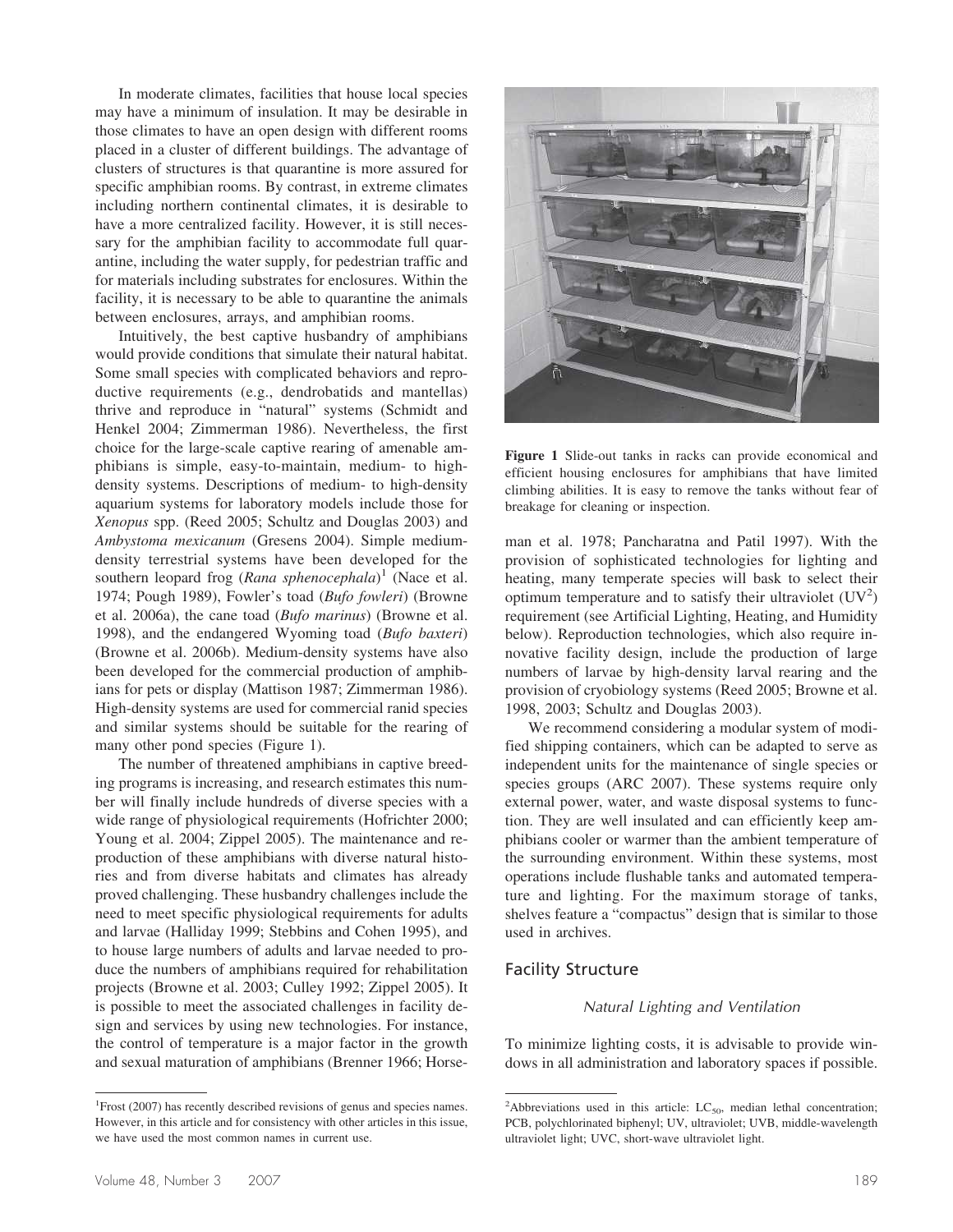In moderate climates, facilities that house local species may have a minimum of insulation. It may be desirable in those climates to have an open design with different rooms placed in a cluster of different buildings. The advantage of clusters of structures is that quarantine is more assured for specific amphibian rooms. By contrast, in extreme climates including northern continental climates, it is desirable to have a more centralized facility. However, it is still necessary for the amphibian facility to accommodate full quarantine, including the water supply, for pedestrian traffic and for materials including substrates for enclosures. Within the facility, it is necessary to be able to quarantine the animals between enclosures, arrays, and amphibian rooms.

Intuitively, the best captive husbandry of amphibians would provide conditions that simulate their natural habitat. Some small species with complicated behaviors and reproductive requirements (e.g., dendrobatids and mantellas) thrive and reproduce in "natural" systems (Schmidt and Henkel 2004; Zimmerman 1986). Nevertheless, the first choice for the large-scale captive rearing of amenable amphibians is simple, easy-to-maintain, medium- to high-density systems. Descriptions of medium- to high-density aquarium systems for laboratory models include those for *Xenopus* spp. (Reed 2005; Schultz and Douglas 2003) and *Ambystoma mexicanum* (Gresens 2004). Simple medium-density terrestrial systems have been developed for the southern leopard frog (*Rana sphenocephala*)[1] (Nace et al. 1974; Pough 1989), Fowler's toad (*Bufo fowleri*) (Browne et al. 2006a), the cane toad (*Bufo marinus*) (Browne et al. 1998), and the endangered Wyoming toad (*Bufo baxteri*) (Browne et al. 2006b). Medium-density systems have also been developed for the commercial production of amphibians for pets or display (Mattison 1987; Zimmerman 1986). High-density systems are used for commercial ranid species and similar systems should be suitable for the rearing of many other pond species (Figure 1).

The number of threatened amphibians in captive breeding programs is increasing, and research estimates this number will finally include hundreds of diverse species with a wide range of physiological requirements (Hofrichter 2000; Young et al. 2004; Zippel 2005). The maintenance and reproduction of these amphibians with diverse natural histories and from diverse habitats and climates has already proved challenging. These husbandry challenges include the need to meet specific physiological requirements for adults and larvae (Halliday 1999; Stebbins and Cohen 1995), and to house large numbers of adults and larvae needed to produce the numbers of amphibians required for rehabilitation projects (Browne et al. 2003; Culley 1992; Zippel 2005). It is possible to meet the associated challenges in facility design and services by using new technologies. For instance, the control of temperature is a major factor in the growth and sexual maturation of amphibians (Brenner 1966; Horseman et al. 1978; Pancharatna and Patil 1997). With the provision of sophisticated technologies for lighting and heating, many temperate species will bask to select their optimum temperature and to satisfy their ultraviolet (UV[2]) requirement (see Artificial Lighting, Heating, and Humidity below). Reproduction technologies, which also require innovative facility design, include the production of large numbers of larvae by high-density larval rearing and the provision of cryobiology systems (Reed 2005; Browne et al. 1998, 2003; Schultz and Douglas 2003).

**Figure 1** Slide-out tanks in racks can provide economical and efficient housing enclosures for amphibians that have limited climbing abilities. It is easy to remove the tanks without fear of breakage for cleaning or inspection.

We recommend considering a modular system of modified shipping containers, which can be adapted to serve as independent units for the maintenance of single species or species groups (ARC 2007). These systems require only external power, water, and waste disposal systems to function. They are well insulated and can efficiently keep amphibians cooler or warmer than the ambient temperature of the surrounding environment. Within these systems, most operations include flushable tanks and automated temperature and lighting. For the maximum storage of tanks, shelves feature a "compactus" design that is similar to those used in archives.

## Facility Structure

### *Natural Lighting and Ventilation*

To minimize lighting costs, it is advisable to provide windows in all administration and laboratory spaces if possible.

[1] Frost (2007) has recently described revisions of genus and species names. However, in this article and for consistency with other articles in this issue, we have used the most common names in current use.

[2] Abbreviations used in this article: $LC_{50}$, median lethal concentration; PCB, polychlorinated biphenyl; UV, ultraviolet; UVB, middle-wavelength ultraviolet light; UVC, short-wave ultraviolet light.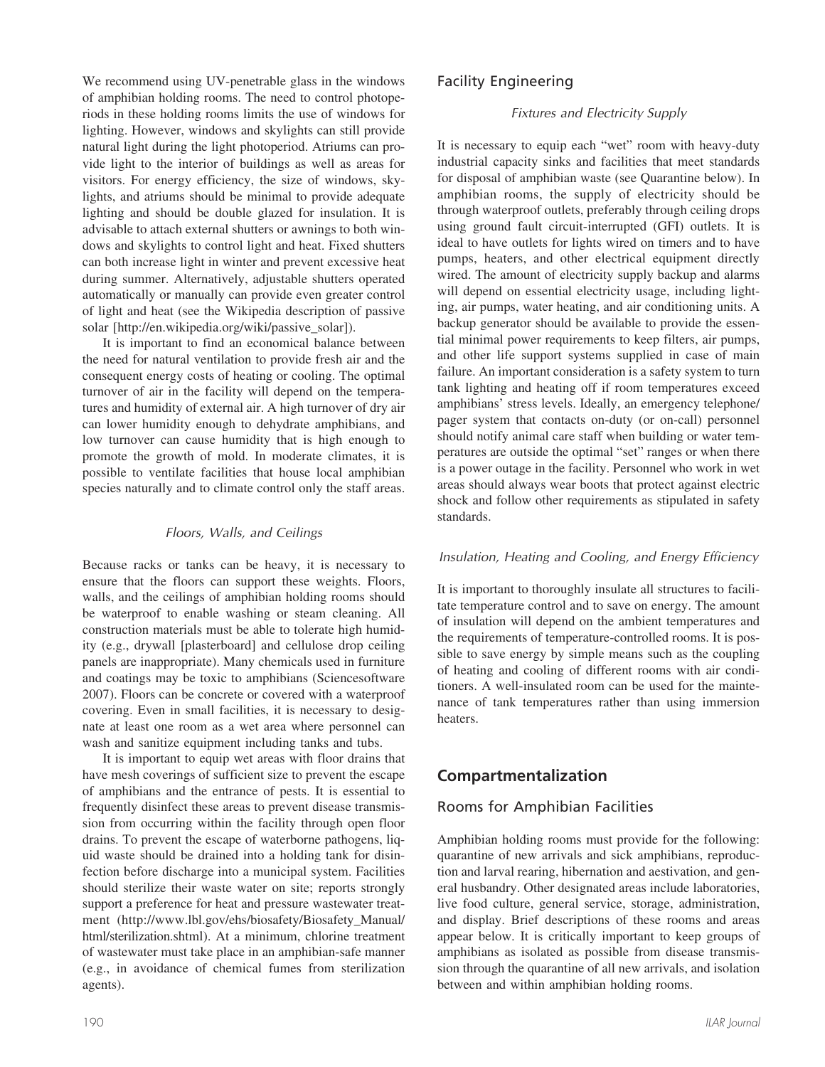We recommend using UV-penetrable glass in the windows of amphibian holding rooms. The need to control photoperiods in these holding rooms limits the use of windows for lighting. However, windows and skylights can still provide natural light during the light photoperiod. Atriums can provide light to the interior of buildings as well as areas for visitors. For energy efficiency, the size of windows, skylights, and atriums should be minimal to provide adequate lighting and should be double glazed for insulation. It is advisable to attach external shutters or awnings to both windows and skylights to control light and heat. Fixed shutters can both increase light in winter and prevent excessive heat during summer. Alternatively, adjustable shutters operated automatically or manually can provide even greater control of light and heat (see the Wikipedia description of passive solar [http://en.wikipedia.org/wiki/passive_solar]).

It is important to find an economical balance between the need for natural ventilation to provide fresh air and the consequent energy costs of heating or cooling. The optimal turnover of air in the facility will depend on the temperatures and humidity of external air. A high turnover of dry air can lower humidity enough to dehydrate amphibians, and low turnover can cause humidity that is high enough to promote the growth of mold. In moderate climates, it is possible to ventilate facilities that house local amphibian species naturally and to climate control only the staff areas.

#### *Floors, Walls, and Ceilings*

Because racks or tanks can be heavy, it is necessary to ensure that the floors can support these weights. Floors, walls, and the ceilings of amphibian holding rooms should be waterproof to enable washing or steam cleaning. All construction materials must be able to tolerate high humidity (e.g., drywall [plasterboard] and cellulose drop ceiling panels are inappropriate). Many chemicals used in furniture and coatings may be toxic to amphibians (Sciencesoftware 2007). Floors can be concrete or covered with a waterproof covering. Even in small facilities, it is necessary to designate at least one room as a wet area where personnel can wash and sanitize equipment including tanks and tubs.

It is important to equip wet areas with floor drains that have mesh coverings of sufficient size to prevent the escape of amphibians and the entrance of pests. It is essential to frequently disinfect these areas to prevent disease transmission from occurring within the facility through open floor drains. To prevent the escape of waterborne pathogens, liquid waste should be drained into a holding tank for disinfection before discharge into a municipal system. Facilities should sterilize their waste water on site; reports strongly support a preference for heat and pressure wastewater treatment (http://www.lbl.gov/ehs/biosafety/Biosafety_Manual/html/sterilization.shtml). At a minimum, chlorine treatment of wastewater must take place in an amphibian-safe manner (e.g., in avoidance of chemical fumes from sterilization agents).

### Facility Engineering

#### *Fixtures and Electricity Supply*

It is necessary to equip each "wet" room with heavy-duty industrial capacity sinks and facilities that meet standards for disposal of amphibian waste (see Quarantine below). In amphibian rooms, the supply of electricity should be through waterproof outlets, preferably through ceiling drops using ground fault circuit-interrupted (GFI) outlets. It is ideal to have outlets for lights wired on timers and to have pumps, heaters, and other electrical equipment directly wired. The amount of electricity supply backup and alarms will depend on essential electricity usage, including lighting, air pumps, water heating, and air conditioning units. A backup generator should be available to provide the essential minimal power requirements to keep filters, air pumps, and other life support systems supplied in case of main failure. An important consideration is a safety system to turn tank lighting and heating off if room temperatures exceed amphibians' stress levels. Ideally, an emergency telephone/pager system that contacts on-duty (or on-call) personnel should notify animal care staff when building or water temperatures are outside the optimal "set" ranges or when there is a power outage in the facility. Personnel who work in wet areas should always wear boots that protect against electric shock and follow other requirements as stipulated in safety standards.

#### *Insulation, Heating and Cooling, and Energy Efficiency*

It is important to thoroughly insulate all structures to facilitate temperature control and to save on energy. The amount of insulation will depend on the ambient temperatures and the requirements of temperature-controlled rooms. It is possible to save energy by simple means such as the coupling of heating and cooling of different rooms with air conditioners. A well-insulated room can be used for the maintenance of tank temperatures rather than using immersion heaters.

## Compartmentalization

### Rooms for Amphibian Facilities

Amphibian holding rooms must provide for the following: quarantine of new arrivals and sick amphibians, reproduction and larval rearing, hibernation and aestivation, and general husbandry. Other designated areas include laboratories, live food culture, general service, storage, administration, and display. Brief descriptions of these rooms and areas appear below. It is critically important to keep groups of amphibians as isolated as possible from disease transmission through the quarantine of all new arrivals, and isolation between and within amphibian holding rooms.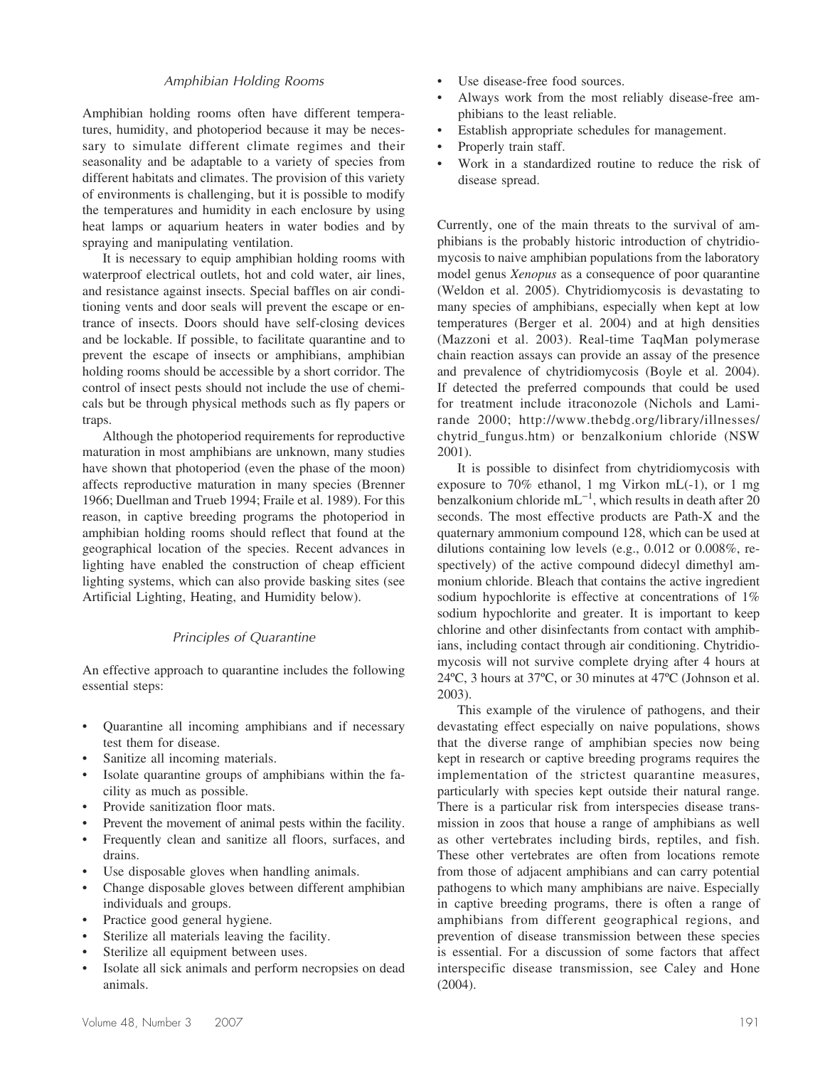### Amphibian Holding Rooms

Amphibian holding rooms often have different temperatures, humidity, and photoperiod because it may be necessary to simulate different climate regimes and their seasonality and be adaptable to a variety of species from different habitats and climates. The provision of this variety of environments is challenging, but it is possible to modify the temperatures and humidity in each enclosure by using heat lamps or aquarium heaters in water bodies and by spraying and manipulating ventilation.

It is necessary to equip amphibian holding rooms with waterproof electrical outlets, hot and cold water, air lines, and resistance against insects. Special baffles on air conditioning vents and door seals will prevent the escape or entrance of insects. Doors should have self-closing devices and be lockable. If possible, to facilitate quarantine and to prevent the escape of insects or amphibians, amphibian holding rooms should be accessible by a short corridor. The control of insect pests should not include the use of chemicals but be through physical methods such as fly papers or traps.

Although the photoperiod requirements for reproductive maturation in most amphibians are unknown, many studies have shown that photoperiod (even the phase of the moon) affects reproductive maturation in many species (Brenner 1966; Duellman and Trueb 1994; Fraile et al. 1989). For this reason, in captive breeding programs the photoperiod in amphibian holding rooms should reflect that found at the geographical location of the species. Recent advances in lighting have enabled the construction of cheap efficient lighting systems, which can also provide basking sites (see Artificial Lighting, Heating, and Humidity below).

### Principles of Quarantine

An effective approach to quarantine includes the following essential steps:

- Quarantine all incoming amphibians and if necessary test them for disease.
- Sanitize all incoming materials.
- Isolate quarantine groups of amphibians within the facility as much as possible.
- Provide sanitization floor mats.
- Prevent the movement of animal pests within the facility.
- Frequently clean and sanitize all floors, surfaces, and drains.
- Use disposable gloves when handling animals.
- Change disposable gloves between different amphibian individuals and groups.
- Practice good general hygiene.
- Sterilize all materials leaving the facility.
- Sterilize all equipment between uses.
- Isolate all sick animals and perform necropsies on dead animals.
- Use disease-free food sources.
- Always work from the most reliably disease-free amphibians to the least reliable.
- Establish appropriate schedules for management.
- Properly train staff.
- Work in a standardized routine to reduce the risk of disease spread.

Currently, one of the main threats to the survival of amphibians is the probably historic introduction of chytridiomycosis to naive amphibian populations from the laboratory model genus *Xenopus* as a consequence of poor quarantine (Weldon et al. 2005). Chytridiomycosis is devastating to many species of amphibians, especially when kept at low temperatures (Berger et al. 2004) and at high densities (Mazzoni et al. 2003). Real-time TaqMan polymerase chain reaction assays can provide an assay of the presence and prevalence of chytridiomycosis (Boyle et al. 2004). If detected the preferred compounds that could be used for treatment include itraconozole (Nichols and Lamirande 2000; http://www.thebdg.org/library/illnesses/chytrid_fungus.htm) or benzalkonium chloride (NSW 2001).

It is possible to disinfect from chytridiomycosis with exposure to 70% ethanol, 1 mg Virkon mL(-1), or 1 mg benzalkonium chloride $mL^{-1}$, which results in death after 20 seconds. The most effective products are Path-X and the quaternary ammonium compound 128, which can be used at dilutions containing low levels (e.g., 0.012 or 0.008%, respectively) of the active compound didecyl dimethyl ammonium chloride. Bleach that contains the active ingredient sodium hypochlorite is effective at concentrations of 1% sodium hypochlorite and greater. It is important to keep chlorine and other disinfectants from contact with amphibians, including contact through air conditioning. Chytridiomycosis will not survive complete drying after 4 hours at 24ºC, 3 hours at 37ºC, or 30 minutes at 47ºC (Johnson et al. 2003).

This example of the virulence of pathogens, and their devastating effect especially on naive populations, shows that the diverse range of amphibian species now being kept in research or captive breeding programs requires the implementation of the strictest quarantine measures, particularly with species kept outside their natural range. There is a particular risk from interspecies disease transmission in zoos that house a range of amphibians as well as other vertebrates including birds, reptiles, and fish. These other vertebrates are often from locations remote from those of adjacent amphibians and can carry potential pathogens to which many amphibians are naive. Especially in captive breeding programs, there is often a range of amphibians from different geographical regions, and prevention of disease transmission between these species is essential. For a discussion of some factors that affect interspecific disease transmission, see Caley and Hone (2004).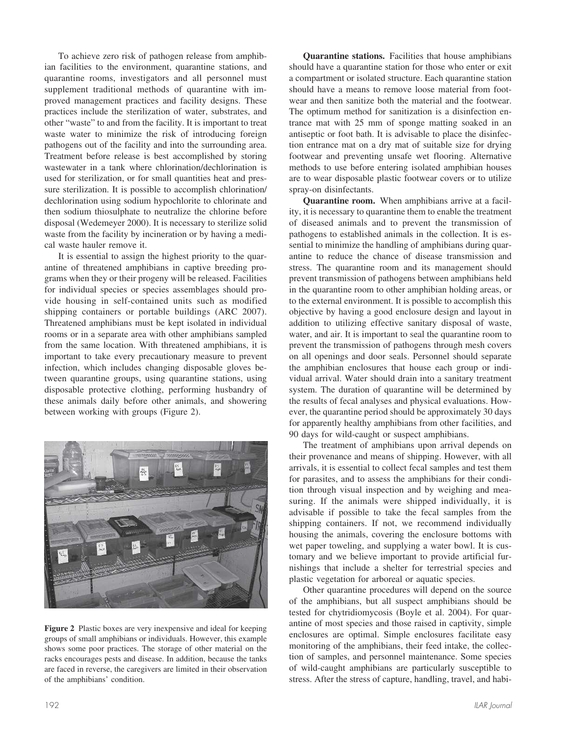To achieve zero risk of pathogen release from amphibian facilities to the environment, quarantine stations, and quarantine rooms, investigators and all personnel must supplement traditional methods of quarantine with improved management practices and facility designs. These practices include the sterilization of water, substrates, and other "waste" to and from the facility. It is important to treat waste water to minimize the risk of introducing foreign pathogens out of the facility and into the surrounding area. Treatment before release is best accomplished by storing wastewater in a tank where chlorination/dechlorination is used for sterilization, or for small quantities heat and pressure sterilization. It is possible to accomplish chlorination/dechlorination using sodium hypochlorite to chlorinate and then sodium thiosulphate to neutralize the chlorine before disposal (Wedemeyer 2000). It is necessary to sterilize solid waste from the facility by incineration or by having a medical waste hauler remove it.

It is essential to assign the highest priority to the quarantine of threatened amphibians in captive breeding programs when they or their progeny will be released. Facilities for individual species or species assemblages should provide housing in self-contained units such as modified shipping containers or portable buildings (ARC 2007). Threatened amphibians must be kept isolated in individual rooms or in a separate area with other amphibians sampled from the same location. With threatened amphibians, it is important to take every precautionary measure to prevent infection, which includes changing disposable gloves between quarantine groups, using quarantine stations, using disposable protective clothing, performing husbandry of these animals daily before other animals, and showering between working with groups (Figure 2).

**Figure 2** Plastic boxes are very inexpensive and ideal for keeping groups of small amphibians or individuals. However, this example shows some poor practices. The storage of other material on the racks encourages pests and disease. In addition, because the tanks are faced in reverse, the caregivers are limited in their observation of the amphibians' condition.

**Quarantine stations.** Facilities that house amphibians should have a quarantine station for those who enter or exit a compartment or isolated structure. Each quarantine station should have a means to remove loose material from footwear and then sanitize both the material and the footwear. The optimum method for sanitization is a disinfection entrance mat with 25 mm of sponge matting soaked in an antiseptic or foot bath. It is advisable to place the disinfection entrance mat on a dry mat of suitable size for drying footwear and preventing unsafe wet flooring. Alternative methods to use before entering isolated amphibian houses are to wear disposable plastic footwear covers or to utilize spray-on disinfectants.

**Quarantine room.** When amphibians arrive at a facility, it is necessary to quarantine them to enable the treatment of diseased animals and to prevent the transmission of pathogens to established animals in the collection. It is essential to minimize the handling of amphibians during quarantine to reduce the chance of disease transmission and stress. The quarantine room and its management should prevent transmission of pathogens between amphibians held in the quarantine room to other amphibian holding areas, or to the external environment. It is possible to accomplish this objective by having a good enclosure design and layout in addition to utilizing effective sanitary disposal of waste, water, and air. It is important to seal the quarantine room to prevent the transmission of pathogens through mesh covers on all openings and door seals. Personnel should separate the amphibian enclosures that house each group or individual arrival. Water should drain into a sanitary treatment system. The duration of quarantine will be determined by the results of fecal analyses and physical evaluations. However, the quarantine period should be approximately 30 days for apparently healthy amphibians from other facilities, and 90 days for wild-caught or suspect amphibians.

The treatment of amphibians upon arrival depends on their provenance and means of shipping. However, with all arrivals, it is essential to collect fecal samples and test them for parasites, and to assess the amphibians for their condition through visual inspection and by weighing and measuring. If the animals were shipped individually, it is advisable if possible to take the fecal samples from the shipping containers. If not, we recommend individually housing the animals, covering the enclosure bottoms with wet paper toweling, and supplying a water bowl. It is customary and we believe important to provide artificial furnishings that include a shelter for terrestrial species and plastic vegetation for arboreal or aquatic species.

Other quarantine procedures will depend on the source of the amphibians, but all suspect amphibians should be tested for chytridiomycosis (Boyle et al. 2004). For quarantine of most species and those raised in captivity, simple enclosures are optimal. Simple enclosures facilitate easy monitoring of the amphibians, their feed intake, the collection of samples, and personnel maintenance. Some species of wild-caught amphibians are particularly susceptible to stress. After the stress of capture, handling, travel, and habi-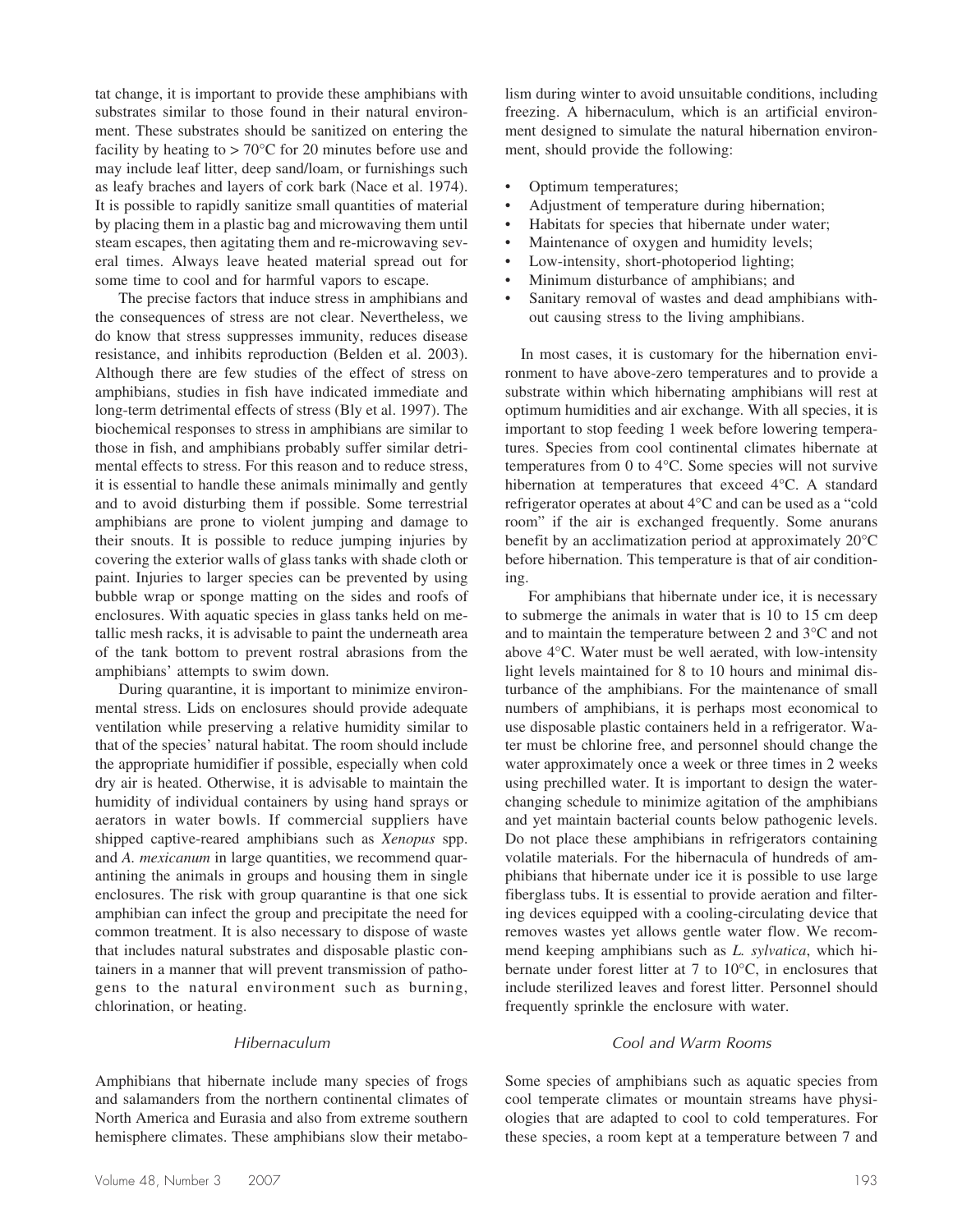tat change, it is important to provide these amphibians with substrates similar to those found in their natural environment. These substrates should be sanitized on entering the facility by heating to > 70°C for 20 minutes before use and may include leaf litter, deep sand/loam, or furnishings such as leafy braches and layers of cork bark (Nace et al. 1974). It is possible to rapidly sanitize small quantities of material by placing them in a plastic bag and microwaving them until steam escapes, then agitating them and re-microwaving several times. Always leave heated material spread out for some time to cool and for harmful vapors to escape.

The precise factors that induce stress in amphibians and the consequences of stress are not clear. Nevertheless, we do know that stress suppresses immunity, reduces disease resistance, and inhibits reproduction (Belden et al. 2003). Although there are few studies of the effect of stress on amphibians, studies in fish have indicated immediate and long-term detrimental effects of stress (Bly et al. 1997). The biochemical responses to stress in amphibians are similar to those in fish, and amphibians probably suffer similar detrimental effects to stress. For this reason and to reduce stress, it is essential to handle these animals minimally and gently and to avoid disturbing them if possible. Some terrestrial amphibians are prone to violent jumping and damage to their snouts. It is possible to reduce jumping injuries by covering the exterior walls of glass tanks with shade cloth or paint. Injuries to larger species can be prevented by using bubble wrap or sponge matting on the sides and roofs of enclosures. With aquatic species in glass tanks held on metallic mesh racks, it is advisable to paint the underneath area of the tank bottom to prevent rostral abrasions from the amphibians' attempts to swim down.

During quarantine, it is important to minimize environmental stress. Lids on enclosures should provide adequate ventilation while preserving a relative humidity similar to that of the species' natural habitat. The room should include the appropriate humidifier if possible, especially when cold dry air is heated. Otherwise, it is advisable to maintain the humidity of individual containers by using hand sprays or aerators in water bowls. If commercial suppliers have shipped captive-reared amphibians such as *Xenopus* spp. and *A. mexicanum* in large quantities, we recommend quarantining the animals in groups and housing them in single enclosures. The risk with group quarantine is that one sick amphibian can infect the group and precipitate the need for common treatment. It is also necessary to dispose of waste that includes natural substrates and disposable plastic containers in a manner that will prevent transmission of pathogens to the natural environment such as burning, chlorination, or heating.

### *Hibernaculum*

Amphibians that hibernate include many species of frogs and salamanders from the northern continental climates of North America and Eurasia and also from extreme southern hemisphere climates. These amphibians slow their metabolism during winter to avoid unsuitable conditions, including freezing. A hibernaculum, which is an artificial environment designed to simulate the natural hibernation environment, should provide the following:

- Optimum temperatures;
- Adjustment of temperature during hibernation;
- Habitats for species that hibernate under water;
- Maintenance of oxygen and humidity levels;
- Low-intensity, short-photoperiod lighting;
- Minimum disturbance of amphibians; and
- Sanitary removal of wastes and dead amphibians without causing stress to the living amphibians.

In most cases, it is customary for the hibernation environment to have above-zero temperatures and to provide a substrate within which hibernating amphibians will rest at optimum humidities and air exchange. With all species, it is important to stop feeding 1 week before lowering temperatures. Species from cool continental climates hibernate at temperatures from 0 to 4°C. Some species will not survive hibernation at temperatures that exceed 4°C. A standard refrigerator operates at about 4°C and can be used as a "cold room" if the air is exchanged frequently. Some anurans benefit by an acclimatization period at approximately 20°C before hibernation. This temperature is that of air conditioning.

For amphibians that hibernate under ice, it is necessary to submerge the animals in water that is 10 to 15 cm deep and to maintain the temperature between 2 and 3°C and not above 4°C. Water must be well aerated, with low-intensity light levels maintained for 8 to 10 hours and minimal disturbance of the amphibians. For the maintenance of small numbers of amphibians, it is perhaps most economical to use disposable plastic containers held in a refrigerator. Water must be chlorine free, and personnel should change the water approximately once a week or three times in 2 weeks using prechilled water. It is important to design the water-changing schedule to minimize agitation of the amphibians and yet maintain bacterial counts below pathogenic levels. Do not place these amphibians in refrigerators containing volatile materials. For the hibernacula of hundreds of amphibians that hibernate under ice it is possible to use large fiberglass tubs. It is essential to provide aeration and filtering devices equipped with a cooling-circulating device that removes wastes yet allows gentle water flow. We recommend keeping amphibians such as *L. sylvatica*, which hibernate under forest litter at 7 to 10°C, in enclosures that include sterilized leaves and forest litter. Personnel should frequently sprinkle the enclosure with water.

### *Cool and Warm Rooms*

Some species of amphibians such as aquatic species from cool temperate climates or mountain streams have physiologies that are adapted to cool to cold temperatures. For these species, a room kept at a temperature between 7 and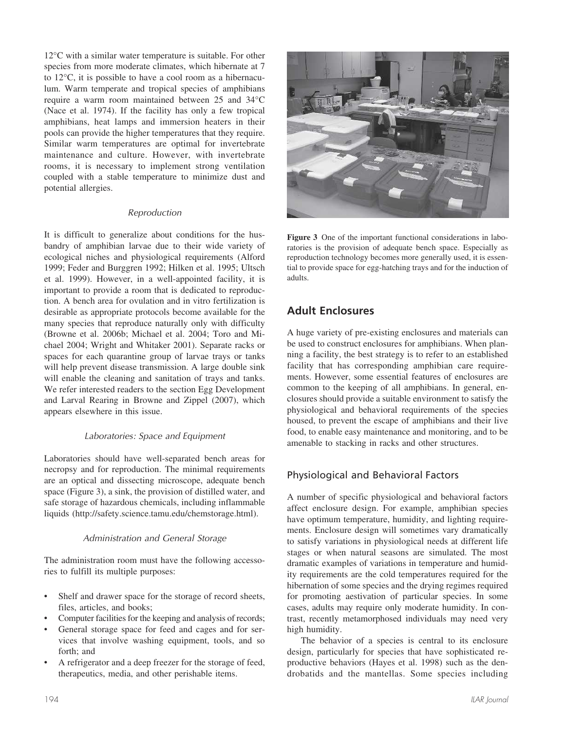12°C with a similar water temperature is suitable. For other species from more moderate climates, which hibernate at 7 to 12°C, it is possible to have a cool room as a hibernaculum. Warm temperate and tropical species of amphibians require a warm room maintained between 25 and 34°C (Nace et al. 1974). If the facility has only a few tropical amphibians, heat lamps and immersion heaters in their pools can provide the higher temperatures that they require. Similar warm temperatures are optimal for invertebrate maintenance and culture. However, with invertebrate rooms, it is necessary to implement strong ventilation coupled with a stable temperature to minimize dust and potential allergies.

#### *Reproduction*

It is difficult to generalize about conditions for the husbandry of amphibian larvae due to their wide variety of ecological niches and physiological requirements (Alford 1999; Feder and Burggren 1992; Hilken et al. 1995; Ultsch et al. 1999). However, in a well-appointed facility, it is important to provide a room that is dedicated to reproduction. A bench area for ovulation and in vitro fertilization is desirable as appropriate protocols become available for the many species that reproduce naturally only with difficulty (Browne et al. 2006b; Michael et al. 2004; Toro and Michael 2004; Wright and Whitaker 2001). Separate racks or spaces for each quarantine group of larvae trays or tanks will help prevent disease transmission. A large double sink will enable the cleaning and sanitation of trays and tanks. We refer interested readers to the section Egg Development and Larval Rearing in Browne and Zippel (2007), which appears elsewhere in this issue.

#### *Laboratories: Space and Equipment*

Laboratories should have well-separated bench areas for necropsy and for reproduction. The minimal requirements are an optical and dissecting microscope, adequate bench space (Figure 3), a sink, the provision of distilled water, and safe storage of hazardous chemicals, including inflammable liquids (http://safety.science.tamu.edu/chemstorage.html).

#### *Administration and General Storage*

The administration room must have the following accessories to fulfill its multiple purposes:

- Shelf and drawer space for the storage of record sheets, files, articles, and books;
- Computer facilities for the keeping and analysis of records;
- General storage space for feed and cages and for services that involve washing equipment, tools, and so forth; and
- A refrigerator and a deep freezer for the storage of feed, therapeutics, media, and other perishable items.

**Figure 3** One of the important functional considerations in laboratories is the provision of adequate bench space. Especially as reproduction technology becomes more generally used, it is essential to provide space for egg-hatching trays and for the induction of adults.

## Adult Enclosures

A huge variety of pre-existing enclosures and materials can be used to construct enclosures for amphibians. When planning a facility, the best strategy is to refer to an established facility that has corresponding amphibian care requirements. However, some essential features of enclosures are common to the keeping of all amphibians. In general, enclosures should provide a suitable environment to satisfy the physiological and behavioral requirements of the species housed, to prevent the escape of amphibians and their live food, to enable easy maintenance and monitoring, and to be amenable to stacking in racks and other structures.

### Physiological and Behavioral Factors

A number of specific physiological and behavioral factors affect enclosure design. For example, amphibian species have optimum temperature, humidity, and lighting requirements. Enclosure design will sometimes vary dramatically to satisfy variations in physiological needs at different life stages or when natural seasons are simulated. The most dramatic examples of variations in temperature and humidity requirements are the cold temperatures required for the hibernation of some species and the drying regimes required for promoting aestivation of particular species. In some cases, adults may require only moderate humidity. In contrast, recently metamorphosed individuals may need very high humidity.

The behavior of a species is central to its enclosure design, particularly for species that have sophisticated reproductive behaviors (Hayes et al. 1998) such as the dendrobatids and the mantellas. Some species including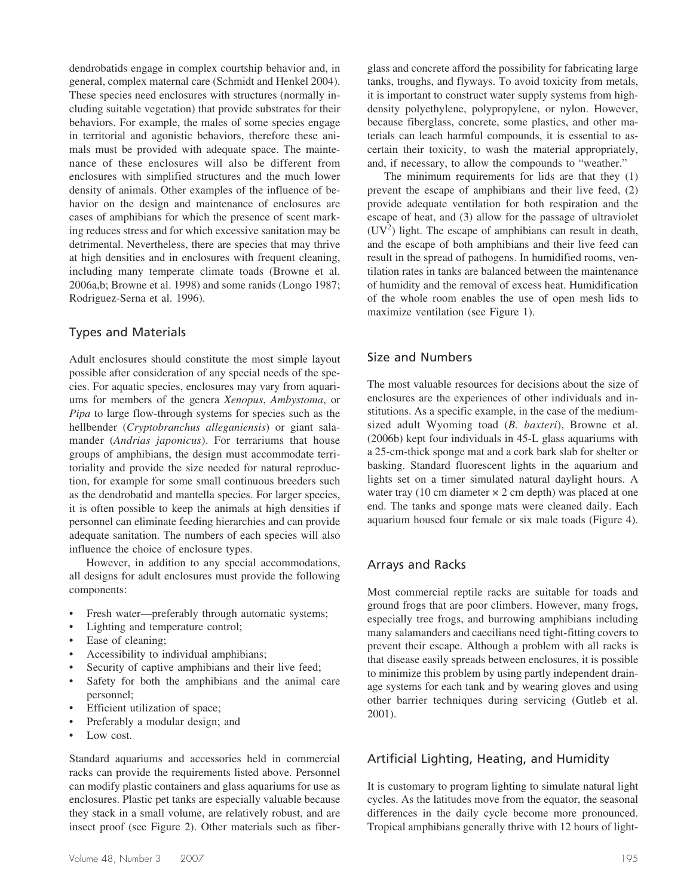dendrobatids engage in complex courtship behavior and, in general, complex maternal care (Schmidt and Henkel 2004). These species need enclosures with structures (normally including suitable vegetation) that provide substrates for their behaviors. For example, the males of some species engage in territorial and agonistic behaviors, therefore these animals must be provided with adequate space. The maintenance of these enclosures will also be different from enclosures with simplified structures and the much lower density of animals. Other examples of the influence of behavior on the design and maintenance of enclosures are cases of amphibians for which the presence of scent marking reduces stress and for which excessive sanitation may be detrimental. Nevertheless, there are species that may thrive at high densities and in enclosures with frequent cleaning, including many temperate climate toads (Browne et al. 2006a,b; Browne et al. 1998) and some ranids (Longo 1987; Rodriguez-Serna et al. 1996).

## Types and Materials

Adult enclosures should constitute the most simple layout possible after consideration of any special needs of the species. For aquatic species, enclosures may vary from aquariums for members of the genera *Xenopus*, *Ambystoma*, or *Pipa* to large flow-through systems for species such as the hellbender (*Cryptobranchus alleganiensis*) or giant salamander (*Andrias japonicus*). For terrariums that house groups of amphibians, the design must accommodate territoriality and provide the size needed for natural reproduction, for example for some small continuous breeders such as the dendrobatid and mantella species. For larger species, it is often possible to keep the animals at high densities if personnel can eliminate feeding hierarchies and can provide adequate sanitation. The numbers of each species will also influence the choice of enclosure types.

However, in addition to any special accommodations, all designs for adult enclosures must provide the following components:

- Fresh water—preferably through automatic systems;
- Lighting and temperature control;
- Ease of cleaning;
- Accessibility to individual amphibians;
- Security of captive amphibians and their live feed;
- Safety for both the amphibians and the animal care personnel;
- Efficient utilization of space;
- Preferably a modular design; and
- Low cost.

Standard aquariums and accessories held in commercial racks can provide the requirements listed above. Personnel can modify plastic containers and glass aquariums for use as enclosures. Plastic pet tanks are especially valuable because they stack in a small volume, are relatively robust, and are insect proof (see Figure 2). Other materials such as fiberglass and concrete afford the possibility for fabricating large tanks, troughs, and flyways. To avoid toxicity from metals, it is important to construct water supply systems from high-density polyethylene, polypropylene, or nylon. However, because fiberglass, concrete, some plastics, and other materials can leach harmful compounds, it is essential to ascertain their toxicity, to wash the material appropriately, and, if necessary, to allow the compounds to "weather."

The minimum requirements for lids are that they (1) prevent the escape of amphibians and their live feed, (2) provide adequate ventilation for both respiration and the escape of heat, and (3) allow for the passage of ultraviolet (UV[2]) light. The escape of amphibians can result in death, and the escape of both amphibians and their live feed can result in the spread of pathogens. In humidified rooms, ventilation rates in tanks are balanced between the maintenance of humidity and the removal of excess heat. Humidification of the whole room enables the use of open mesh lids to maximize ventilation (see Figure 1).

## Size and Numbers

The most valuable resources for decisions about the size of enclosures are the experiences of other individuals and institutions. As a specific example, in the case of the medium-sized adult Wyoming toad (*B. baxteri*), Browne et al. (2006b) kept four individuals in 45-L glass aquariums with a 25-cm-thick sponge mat and a cork bark slab for shelter or basking. Standard fluorescent lights in the aquarium and lights set on a timer simulated natural daylight hours. A water tray (10 cm diameter × 2 cm depth) was placed at one end. The tanks and sponge mats were cleaned daily. Each aquarium housed four female or six male toads (Figure 4).

## Arrays and Racks

Most commercial reptile racks are suitable for toads and ground frogs that are poor climbers. However, many frogs, especially tree frogs, and burrowing amphibians including many salamanders and caecilians need tight-fitting covers to prevent their escape. Although a problem with all racks is that disease easily spreads between enclosures, it is possible to minimize this problem by using partly independent drainage systems for each tank and by wearing gloves and using other barrier techniques during servicing (Gutleb et al. 2001).

## Artificial Lighting, Heating, and Humidity

It is customary to program lighting to simulate natural light cycles. As the latitudes move from the equator, the seasonal differences in the daily cycle become more pronounced. Tropical amphibians generally thrive with 12 hours of light-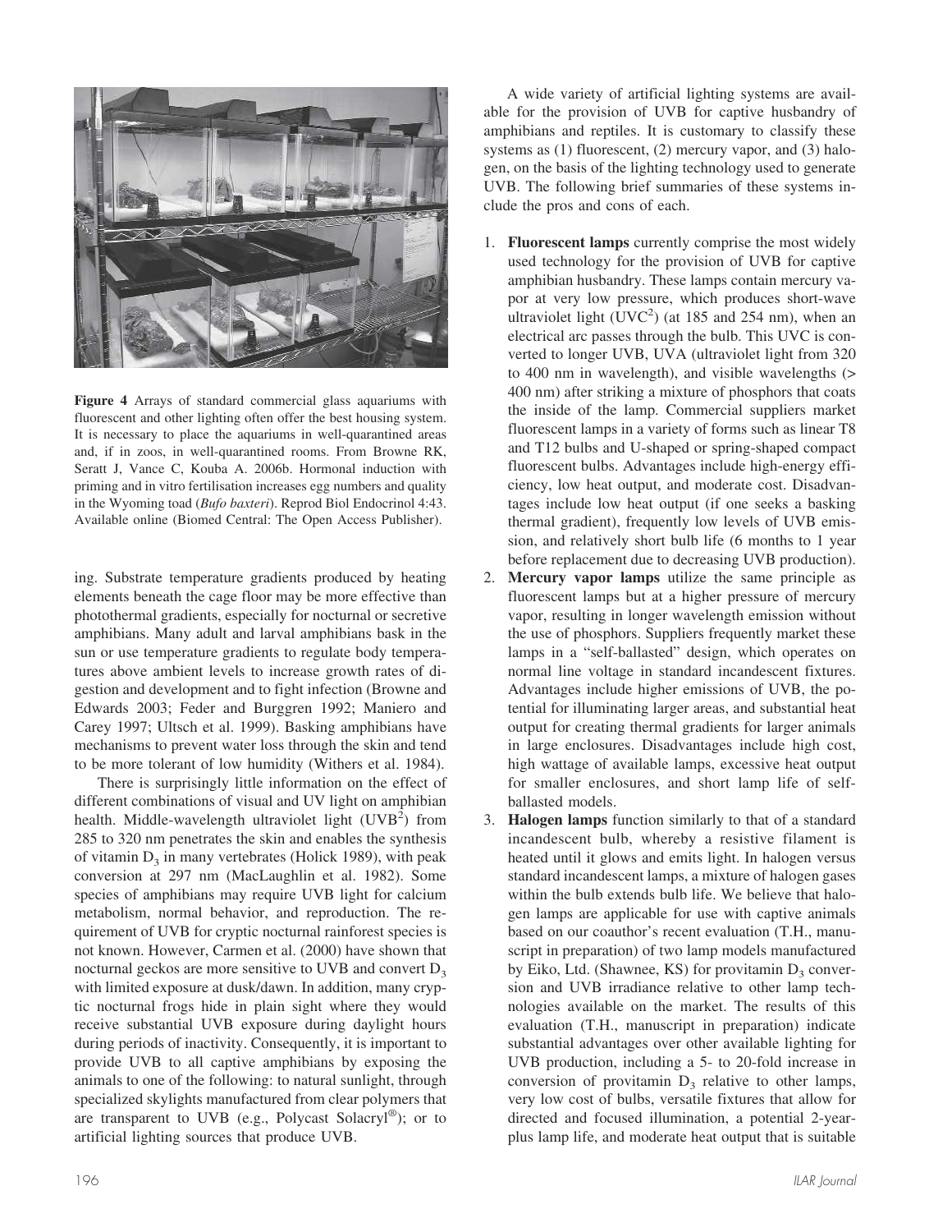**Figure 4** Arrays of standard commercial glass aquariums with fluorescent and other lighting often offer the best housing system. It is necessary to place the aquariums in well-quarantined areas and, if in zoos, in well-quarantined rooms. From Browne RK, Seratt J, Vance C, Kouba A. 2006b. Hormonal induction with priming and in vitro fertilisation increases egg numbers and quality in the Wyoming toad (*Bufo baxteri*). Reprod Biol Endocrinol 4:43. Available online (Biomed Central: The Open Access Publisher).

ing. Substrate temperature gradients produced by heating elements beneath the cage floor may be more effective than photothermal gradients, especially for nocturnal or secretive amphibians. Many adult and larval amphibians bask in the sun or use temperature gradients to regulate body temperatures above ambient levels to increase growth rates of digestion and development and to fight infection (Browne and Edwards 2003; Feder and Burggren 1992; Maniero and Carey 1997; Ultsch et al. 1999). Basking amphibians have mechanisms to prevent water loss through the skin and tend to be more tolerant of low humidity (Withers et al. 1984).

There is surprisingly little information on the effect of different combinations of visual and UV light on amphibian health. Middle-wavelength ultraviolet light (UVB[2]) from 285 to 320 nm penetrates the skin and enables the synthesis of vitamin $D_3$ in many vertebrates (Holick 1989), with peak conversion at 297 nm (MacLaughlin et al. 1982). Some species of amphibians may require UVB light for calcium metabolism, normal behavior, and reproduction. The requirement of UVB for cryptic nocturnal rainforest species is not known. However, Carmen et al. (2000) have shown that nocturnal geckos are more sensitive to UVB and convert $D_3$ with limited exposure at dusk/dawn. In addition, many cryptic nocturnal frogs hide in plain sight where they would receive substantial UVB exposure during daylight hours during periods of inactivity. Consequently, it is important to provide UVB to all captive amphibians by exposing the animals to one of the following: to natural sunlight, through specialized skylights manufactured from clear polymers that are transparent to UVB (e.g., Polycast Solacryl®); or to artificial lighting sources that produce UVB.

A wide variety of artificial lighting systems are available for the provision of UVB for captive husbandry of amphibians and reptiles. It is customary to classify these systems as (1) fluorescent, (2) mercury vapor, and (3) halogen, on the basis of the lighting technology used to generate UVB. The following brief summaries of these systems include the pros and cons of each.

1. **Fluorescent lamps** currently comprise the most widely used technology for the provision of UVB for captive amphibian husbandry. These lamps contain mercury vapor at very low pressure, which produces short-wave ultraviolet light (UVC[2]) (at 185 and 254 nm), when an electrical arc passes through the bulb. This UVC is converted to longer UVB, UVA (ultraviolet light from 320 to 400 nm in wavelength), and visible wavelengths (> 400 nm) after striking a mixture of phosphors that coats the inside of the lamp. Commercial suppliers market fluorescent lamps in a variety of forms such as linear T8 and T12 bulbs and U-shaped or spring-shaped compact fluorescent bulbs. Advantages include high-energy efficiency, low heat output, and moderate cost. Disadvantages include low heat output (if one seeks a basking thermal gradient), frequently low levels of UVB emission, and relatively short bulb life (6 months to 1 year before replacement due to decreasing UVB production).
2. **Mercury vapor lamps** utilize the same principle as fluorescent lamps but at a higher pressure of mercury vapor, resulting in longer wavelength emission without the use of phosphors. Suppliers frequently market these lamps in a "self-ballasted" design, which operates on normal line voltage in standard incandescent fixtures. Advantages include higher emissions of UVB, the potential for illuminating larger areas, and substantial heat output for creating thermal gradients for larger animals in large enclosures. Disadvantages include high cost, high wattage of available lamps, excessive heat output for smaller enclosures, and short lamp life of self-ballasted models.
3. **Halogen lamps** function similarly to that of a standard incandescent bulb, whereby a resistive filament is heated until it glows and emits light. In halogen versus standard incandescent lamps, a mixture of halogen gases within the bulb extends bulb life. We believe that halogen lamps are applicable for use with captive animals based on our coauthor's recent evaluation (T.H., manuscript in preparation) of two lamp models manufactured by Eiko, Ltd. (Shawnee, KS) for provitamin $D_3$ conversion and UVB irradiance relative to other lamp technologies available on the market. The results of this evaluation (T.H., manuscript in preparation) indicate substantial advantages over other available lighting for UVB production, including a 5- to 20-fold increase in conversion of provitamin $D_3$ relative to other lamps, very low cost of bulbs, versatile fixtures that allow for directed and focused illumination, a potential 2-year-plus lamp life, and moderate heat output that is suitable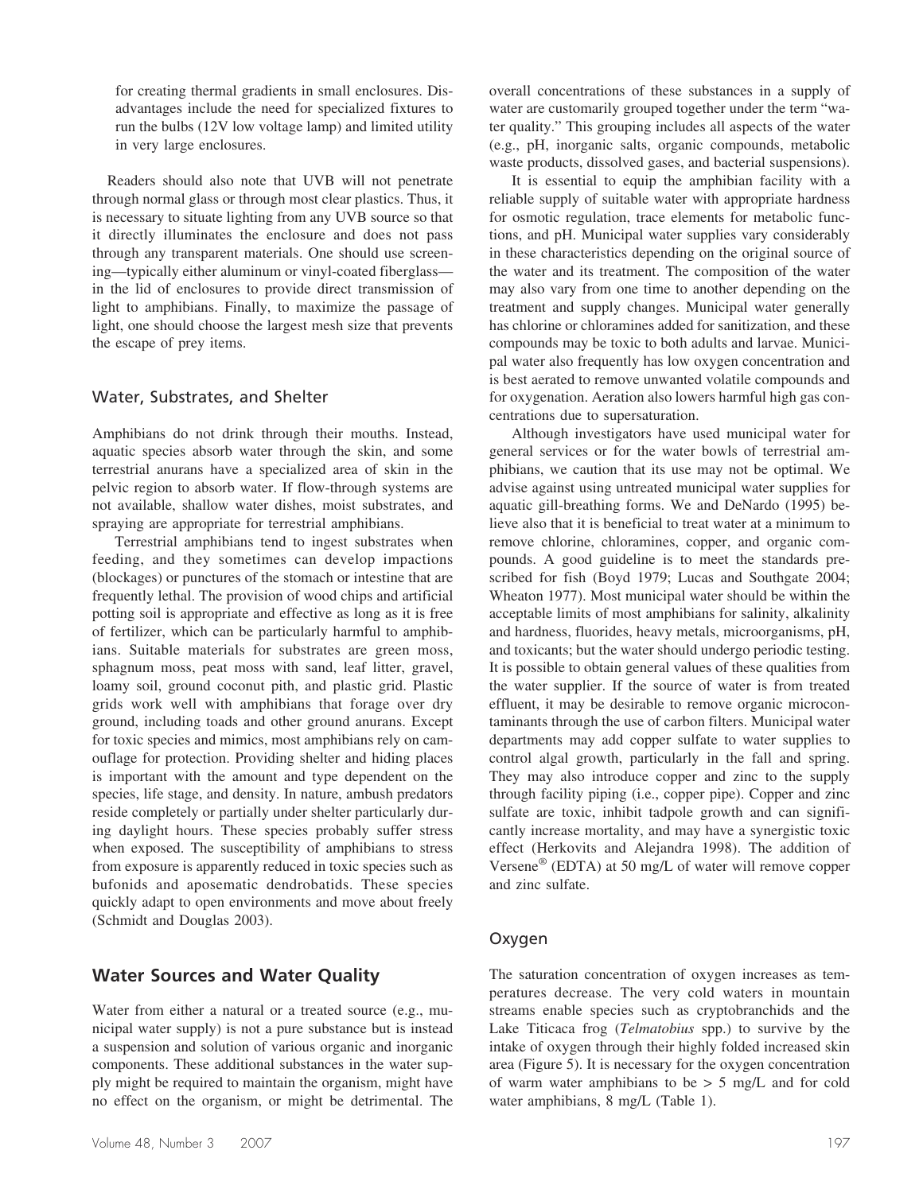for creating thermal gradients in small enclosures. Disadvantages include the need for specialized fixtures to run the bulbs (12V low voltage lamp) and limited utility in very large enclosures.

Readers should also note that UVB will not penetrate through normal glass or through most clear plastics. Thus, it is necessary to situate lighting from any UVB source so that it directly illuminates the enclosure and does not pass through any transparent materials. One should use screening—typically either aluminum or vinyl-coated fiberglass—in the lid of enclosures to provide direct transmission of light to amphibians. Finally, to maximize the passage of light, one should choose the largest mesh size that prevents the escape of prey items.

### Water, Substrates, and Shelter

Amphibians do not drink through their mouths. Instead, aquatic species absorb water through the skin, and some terrestrial anurans have a specialized area of skin in the pelvic region to absorb water. If flow-through systems are not available, shallow water dishes, moist substrates, and spraying are appropriate for terrestrial amphibians.

Terrestrial amphibians tend to ingest substrates when feeding, and they sometimes can develop impactions (blockages) or punctures of the stomach or intestine that are frequently lethal. The provision of wood chips and artificial potting soil is appropriate and effective as long as it is free of fertilizer, which can be particularly harmful to amphibians. Suitable materials for substrates are green moss, sphagnum moss, peat moss with sand, leaf litter, gravel, loamy soil, ground coconut pith, and plastic grid. Plastic grids work well with amphibians that forage over dry ground, including toads and other ground anurans. Except for toxic species and mimics, most amphibians rely on camouflage for protection. Providing shelter and hiding places is important with the amount and type dependent on the species, life stage, and density. In nature, ambush predators reside completely or partially under shelter particularly during daylight hours. These species probably suffer stress when exposed. The susceptibility of amphibians to stress from exposure is apparently reduced in toxic species such as bufonids and aposematic dendrobatids. These species quickly adapt to open environments and move about freely (Schmidt and Douglas 2003).

## Water Sources and Water Quality

Water from either a natural or a treated source (e.g., municipal water supply) is not a pure substance but is instead a suspension and solution of various organic and inorganic components. These additional substances in the water supply might be required to maintain the organism, might have no effect on the organism, or might be detrimental. The overall concentrations of these substances in a supply of water are customarily grouped together under the term "water quality." This grouping includes all aspects of the water (e.g., pH, inorganic salts, organic compounds, metabolic waste products, dissolved gases, and bacterial suspensions).

It is essential to equip the amphibian facility with a reliable supply of suitable water with appropriate hardness for osmotic regulation, trace elements for metabolic functions, and pH. Municipal water supplies vary considerably in these characteristics depending on the original source of the water and its treatment. The composition of the water may also vary from one time to another depending on the treatment and supply changes. Municipal water generally has chlorine or chloramines added for sanitization, and these compounds may be toxic to both adults and larvae. Municipal water also frequently has low oxygen concentration and is best aerated to remove unwanted volatile compounds and for oxygenation. Aeration also lowers harmful high gas concentrations due to supersaturation.

Although investigators have used municipal water for general services or for the water bowls of terrestrial amphibians, we caution that its use may not be optimal. We advise against using untreated municipal water supplies for aquatic gill-breathing forms. We and DeNardo (1995) believe also that it is beneficial to treat water at a minimum to remove chlorine, chloramines, copper, and organic compounds. A good guideline is to meet the standards prescribed for fish (Boyd 1979; Lucas and Southgate 2004; Wheaton 1977). Most municipal water should be within the acceptable limits of most amphibians for salinity, alkalinity and hardness, fluorides, heavy metals, microorganisms, pH, and toxicants; but the water should undergo periodic testing. It is possible to obtain general values of these qualities from the water supplier. If the source of water is from treated effluent, it may be desirable to remove organic microcontaminants through the use of carbon filters. Municipal water departments may add copper sulfate to water supplies to control algal growth, particularly in the fall and spring. They may also introduce copper and zinc to the supply through facility piping (i.e., copper pipe). Copper and zinc sulfate are toxic, inhibit tadpole growth and can significantly increase mortality, and may have a synergistic toxic effect (Herkovits and Alejandra 1998). The addition of Versene® (EDTA) at 50 mg/L of water will remove copper and zinc sulfate.

### Oxygen

The saturation concentration of oxygen increases as temperatures decrease. The very cold waters in mountain streams enable species such as cryptobranchids and the Lake Titicaca frog (*Telmatobius* spp.) to survive by the intake of oxygen through their highly folded increased skin area (Figure 5). It is necessary for the oxygen concentration of warm water amphibians to be $> 5$ mg/L and for cold water amphibians, 8 mg/L (Table 1).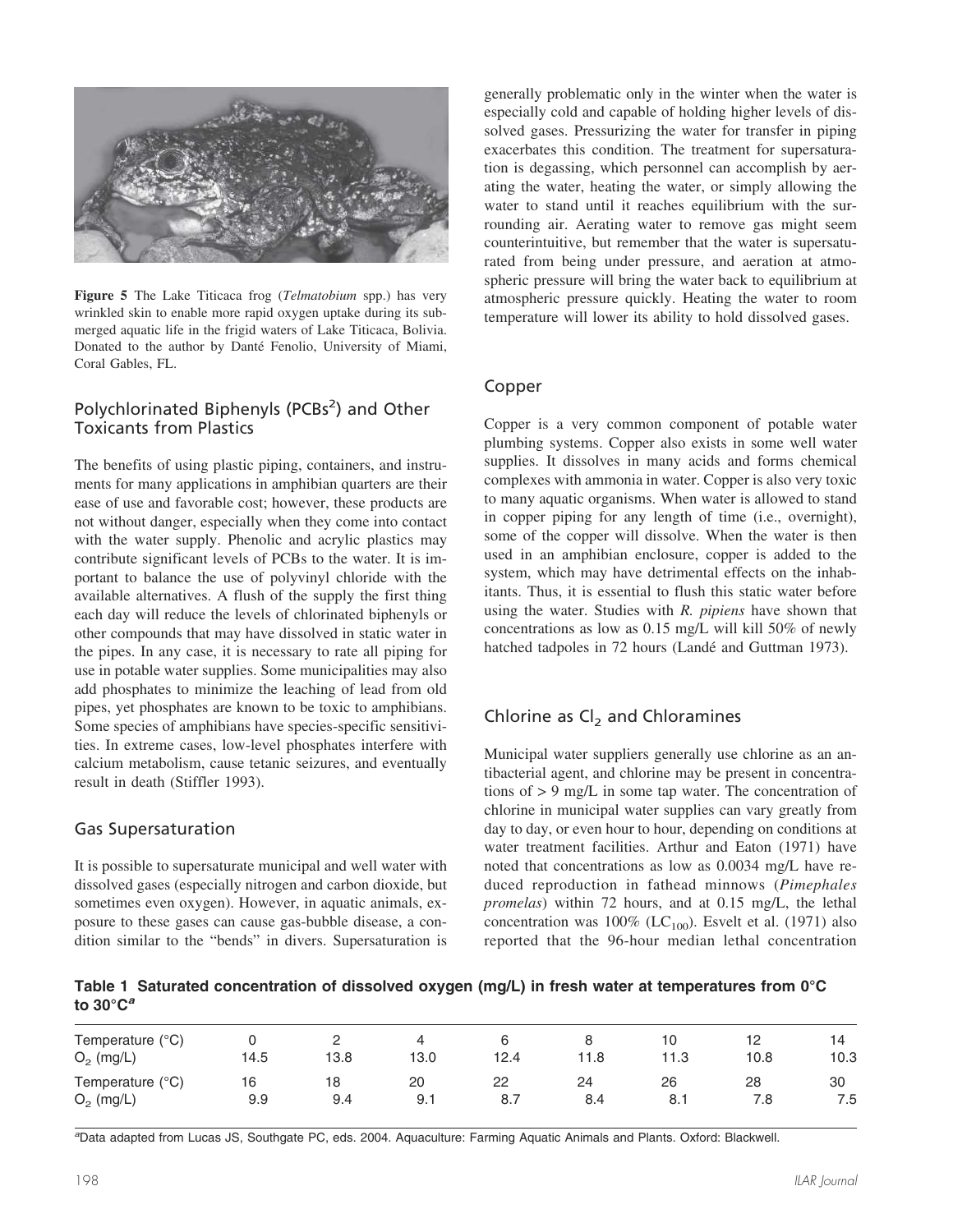**Figure 5** The Lake Titicaca frog (*Telmatobium* spp.) has very wrinkled skin to enable more rapid oxygen uptake during its submerged aquatic life in the frigid waters of Lake Titicaca, Bolivia. Donated to the author by Danté Fenolio, University of Miami, Coral Gables, FL.

## Polychlorinated Biphenyls (PCBs[2]) and Other Toxicants from Plastics

The benefits of using plastic piping, containers, and instruments for many applications in amphibian quarters are their ease of use and favorable cost; however, these products are not without danger, especially when they come into contact with the water supply. Phenolic and acrylic plastics may contribute significant levels of PCBs to the water. It is important to balance the use of polyvinyl chloride with the available alternatives. A flush of the supply the first thing each day will reduce the levels of chlorinated biphenyls or other compounds that may have dissolved in static water in the pipes. In any case, it is necessary to rate all piping for use in potable water supplies. Some municipalities may also add phosphates to minimize the leaching of lead from old pipes, yet phosphates are known to be toxic to amphibians. Some species of amphibians have species-specific sensitivities. In extreme cases, low-level phosphates interfere with calcium metabolism, cause tetanic seizures, and eventually result in death (Stiffler 1993).

## Gas Supersaturation

It is possible to supersaturate municipal and well water with dissolved gases (especially nitrogen and carbon dioxide, but sometimes even oxygen). However, in aquatic animals, exposure to these gases can cause gas-bubble disease, a condition similar to the "bends" in divers. Supersaturation is generally problematic only in the winter when the water is especially cold and capable of holding higher levels of dissolved gases. Pressurizing the water for transfer in piping exacerbates this condition. The treatment for supersaturation is degassing, which personnel can accomplish by aerating the water, heating the water, or simply allowing the water to stand until it reaches equilibrium with the surrounding air. Aerating water to remove gas might seem counterintuitive, but remember that the water is supersaturated from being under pressure, and aeration at atmospheric pressure will bring the water back to equilibrium at atmospheric pressure quickly. Heating the water to room temperature will lower its ability to hold dissolved gases.

## Copper

Copper is a very common component of potable water plumbing systems. Copper also exists in some well water supplies. It dissolves in many acids and forms chemical complexes with ammonia in water. Copper is also very toxic to many aquatic organisms. When water is allowed to stand in copper piping for any length of time (i.e., overnight), some of the copper will dissolve. When the water is then used in an amphibian enclosure, copper is added to the system, which may have detrimental effects on the inhabitants. Thus, it is essential to flush this static water before using the water. Studies with *R. pipiens* have shown that concentrations as low as 0.15 mg/L will kill 50% of newly hatched tadpoles in 72 hours (Landé and Guttman 1973).

## Chlorine as $Cl_2$ and Chloramines

Municipal water suppliers generally use chlorine as an antibacterial agent, and chlorine may be present in concentrations of > 9 mg/L in some tap water. The concentration of chlorine in municipal water supplies can vary greatly from day to day, or even hour to hour, depending on conditions at water treatment facilities. Arthur and Eaton (1971) have noted that concentrations as low as 0.0034 mg/L have reduced reproduction in fathead minnows (*Pimephales promelas*) within 72 hours, and at 0.15 mg/L, the lethal concentration was 100% ($LC_{100}$). Esvelt et al. (1971) also reported that the 96-hour median lethal concentration

**Table 1 Saturated concentration of dissolved oxygen (mg/L) in fresh water at temperatures from 0°C to 30°C[a]**

| | | | | | | | | |
|---|---|---|---|---|---|---|---|---|
| Temperature (°C) | 0 | 2 | 4 | 6 | 8 | 10 | 12 | 14 |
| $O_2$ (mg/L) | 14.5 | 13.8 | 13.0 | 12.4 | 11.8 | 11.3 | 10.8 | 10.3 |
| Temperature (°C) | 16 | 18 | 20 | 22 | 24 | 26 | 28 | 30 |
| $O_2$ (mg/L) | 9.9 | 9.4 | 9.1 | 8.7 | 8.4 | 8.1 | 7.8 | 7.5 |

[a]Data adapted from Lucas JS, Southgate PC, eds. 2004. Aquaculture: Farming Aquatic Animals and Plants. Oxford: Blackwell.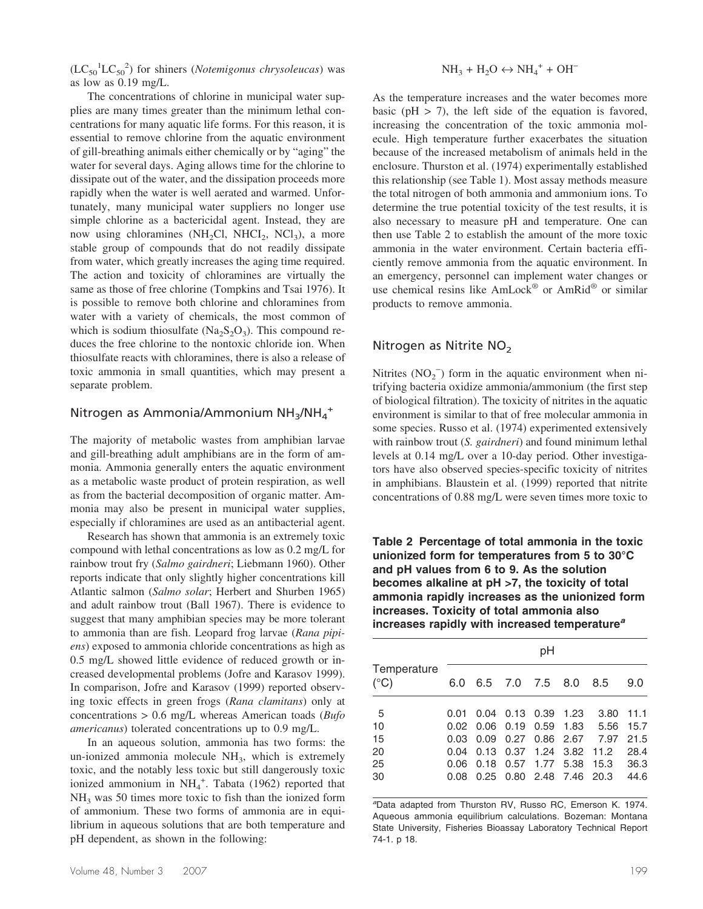($LC_{50}{}^{1}LC_{50}{}^{2}$) for shiners (*Notemigonus chrysoleucas*) was as low as 0.19 mg/L.

The concentrations of chlorine in municipal water supplies are many times greater than the minimum lethal concentrations for many aquatic life forms. For this reason, it is essential to remove chlorine from the aquatic environment of gill-breathing animals either chemically or by "aging" the water for several days. Aging allows time for the chlorine to dissipate out of the water, and the dissipation proceeds more rapidly when the water is well aerated and warmed. Unfortunately, many municipal water suppliers no longer use simple chlorine as a bactericidal agent. Instead, they are now using chloramines ($NH_2Cl$, $NHCl_2$, $NCl_3$), a more stable group of compounds that do not readily dissipate from water, which greatly increases the aging time required. The action and toxicity of chloramines are virtually the same as those of free chlorine (Tompkins and Tsai 1976). It is possible to remove both chlorine and chloramines from water with a variety of chemicals, the most common of which is sodium thiosulfate ($Na_2S_2O_3$). This compound reduces the free chlorine to the nontoxic chloride ion. When thiosulfate reacts with chloramines, there is also a release of toxic ammonia in small quantities, which may present a separate problem.

## Nitrogen as Ammonia/Ammonium $NH_3$/$NH_4^+$

The majority of metabolic wastes from amphibian larvae and gill-breathing adult amphibians are in the form of ammonia. Ammonia generally enters the aquatic environment as a metabolic waste product of protein respiration, as well as from the bacterial decomposition of organic matter. Ammonia may also be present in municipal water supplies, especially if chloramines are used as an antibacterial agent.

Research has shown that ammonia is an extremely toxic compound with lethal concentrations as low as 0.2 mg/L for rainbow trout fry (*Salmo gairdneri*; Liebmann 1960). Other reports indicate that only slightly higher concentrations kill Atlantic salmon (*Salmo solar*; Herbert and Shurben 1965) and adult rainbow trout (Ball 1967). There is evidence to suggest that many amphibian species may be more tolerant to ammonia than are fish. Leopard frog larvae (*Rana pipiens*) exposed to ammonia chloride concentrations as high as 0.5 mg/L showed little evidence of reduced growth or increased developmental problems (Jofre and Karasov 1999). In comparison, Jofre and Karasov (1999) reported observing toxic effects in green frogs (*Rana clamitans*) only at concentrations > 0.6 mg/L whereas American toads (*Bufo americanus*) tolerated concentrations up to 0.9 mg/L.

In an aqueous solution, ammonia has two forms: the un-ionized ammonia molecule $NH_3$, which is extremely toxic, and the notably less toxic but still dangerously toxic ionized ammonium in $NH_4^+$. Tabata (1962) reported that $NH_3$ was 50 times more toxic to fish than the ionized form of ammonium. These two forms of ammonia are in equilibrium in aqueous solutions that are both temperature and pH dependent, as shown in the following:

$$NH_3 + H_2O \leftrightarrow NH_4^+ + OH^-$$

As the temperature increases and the water becomes more basic (pH > 7), the left side of the equation is favored, increasing the concentration of the toxic ammonia molecule. High temperature further exacerbates the situation because of the increased metabolism of animals held in the enclosure. Thurston et al. (1974) experimentally established this relationship (see Table 1). Most assay methods measure the total nitrogen of both ammonia and ammonium ions. To determine the true potential toxicity of the test results, it is also necessary to measure pH and temperature. One can then use Table 2 to establish the amount of the more toxic ammonia in the water environment. Certain bacteria efficiently remove ammonia from the aquatic environment. In an emergency, personnel can implement water changes or use chemical resins like AmLock® or AmRid® or similar products to remove ammonia.

## Nitrogen as Nitrite $NO_2$

Nitrites ($NO_2^-$) form in the aquatic environment when nitrifying bacteria oxidize ammonia/ammonium (the first step of biological filtration). The toxicity of nitrites in the aquatic environment is similar to that of free molecular ammonia in some species. Russo et al. (1974) experimented extensively with rainbow trout (*S. gairdneri*) and found minimum lethal levels at 0.14 mg/L over a 10-day period. Other investigators have also observed species-specific toxicity of nitrites in amphibians. Blaustein et al. (1999) reported that nitrite concentrations of 0.88 mg/L were seven times more toxic to

**Table 2 Percentage of total ammonia in the toxic unionized form for temperatures from 5 to 30°C and pH values from 6 to 9. As the solution becomes alkaline at pH >7, the toxicity of total ammonia rapidly increases as the unionized form increases. Toxicity of total ammonia also increases rapidly with increased temperature[a]**

| Temperature (°C) | pH | | | | | | |
|---|---|---|---|---|---|---|---|
| | 6.0 | 6.5 | 7.0 | 7.5 | 8.0 | 8.5 | 9.0 |
| 5 | 0.01 | 0.04 | 0.13 | 0.39 | 1.23 | 3.80 | 11.1 |
| 10 | 0.02 | 0.06 | 0.19 | 0.59 | 1.83 | 5.56 | 15.7 |
| 15 | 0.03 | 0.09 | 0.27 | 0.86 | 2.67 | 7.97 | 21.5 |
| 20 | 0.04 | 0.13 | 0.37 | 1.24 | 3.82 | 11.2 | 28.4 |
| 25 | 0.06 | 0.18 | 0.57 | 1.77 | 5.38 | 15.3 | 36.3 |
| 30 | 0.08 | 0.25 | 0.80 | 2.48 | 7.46 | 20.3 | 44.6 |

[a]Data adapted from Thurston RV, Russo RC, Emerson K. 1974. Aqueous ammonia equilibrium calculations. Bozeman: Montana State University, Fisheries Bioassay Laboratory Technical Report 74-1. p 18.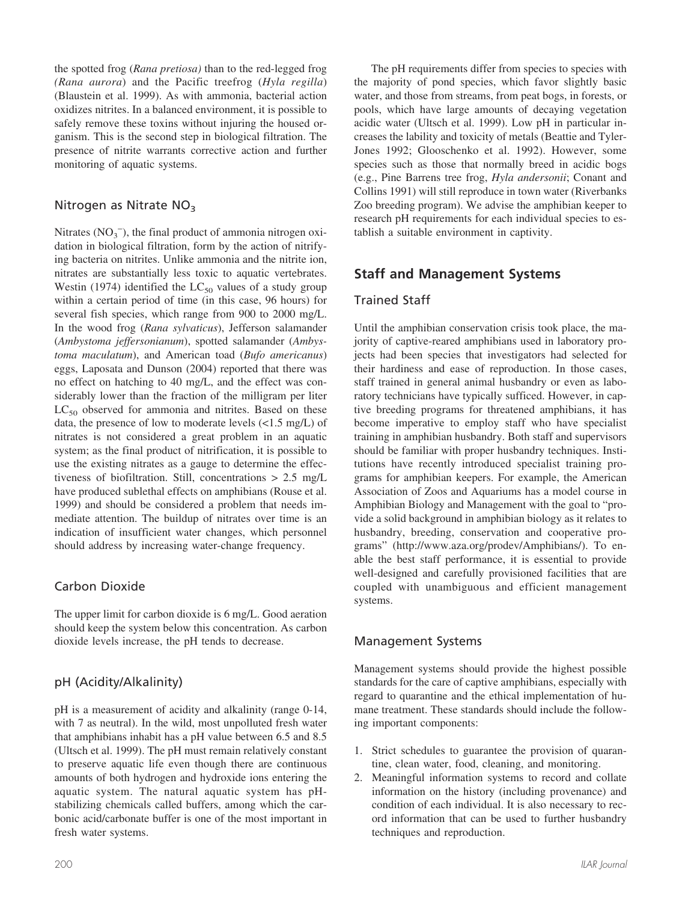the spotted frog (*Rana pretiosa)* than to the red-legged frog *(Rana aurora*) and the Pacific treefrog (*Hyla regilla*) (Blaustein et al. 1999). As with ammonia, bacterial action oxidizes nitrites. In a balanced environment, it is possible to safely remove these toxins without injuring the housed organism. This is the second step in biological filtration. The presence of nitrite warrants corrective action and further monitoring of aquatic systems.

### Nitrogen as Nitrate $NO_3$

Nitrates ($NO_3^-$), the final product of ammonia nitrogen oxidation in biological filtration, form by the action of nitrifying bacteria on nitrites. Unlike ammonia and the nitrite ion, nitrates are substantially less toxic to aquatic vertebrates. Westin (1974) identified the $LC_{50}$ values of a study group within a certain period of time (in this case, 96 hours) for several fish species, which range from 900 to 2000 mg/L. In the wood frog (*Rana sylvaticus*), Jefferson salamander (*Ambystoma jeffersonianum*), spotted salamander (*Ambystoma maculatum*), and American toad (*Bufo americanus*) eggs, Laposata and Dunson (2004) reported that there was no effect on hatching to 40 mg/L, and the effect was considerably lower than the fraction of the milligram per liter $LC_{50}$ observed for ammonia and nitrites. Based on these data, the presence of low to moderate levels (<1.5 mg/L) of nitrates is not considered a great problem in an aquatic system; as the final product of nitrification, it is possible to use the existing nitrates as a gauge to determine the effectiveness of biofiltration. Still, concentrations > 2.5 mg/L have produced sublethal effects on amphibians (Rouse et al. 1999) and should be considered a problem that needs immediate attention. The buildup of nitrates over time is an indication of insufficient water changes, which personnel should address by increasing water-change frequency.

### Carbon Dioxide

The upper limit for carbon dioxide is 6 mg/L. Good aeration should keep the system below this concentration. As carbon dioxide levels increase, the pH tends to decrease.

### pH (Acidity/Alkalinity)

pH is a measurement of acidity and alkalinity (range 0-14, with 7 as neutral). In the wild, most unpolluted fresh water that amphibians inhabit has a pH value between 6.5 and 8.5 (Ultsch et al. 1999). The pH must remain relatively constant to preserve aquatic life even though there are continuous amounts of both hydrogen and hydroxide ions entering the aquatic system. The natural aquatic system has pH-stabilizing chemicals called buffers, among which the carbonic acid/carbonate buffer is one of the most important in fresh water systems.

The pH requirements differ from species to species with the majority of pond species, which favor slightly basic water, and those from streams, from peat bogs, in forests, or pools, which have large amounts of decaying vegetation acidic water (Ultsch et al. 1999). Low pH in particular increases the lability and toxicity of metals (Beattie and Tyler-Jones 1992; Glooschenko et al. 1992). However, some species such as those that normally breed in acidic bogs (e.g., Pine Barrens tree frog, *Hyla andersonii*; Conant and Collins 1991) will still reproduce in town water (Riverbanks Zoo breeding program). We advise the amphibian keeper to research pH requirements for each individual species to establish a suitable environment in captivity.

## Staff and Management Systems

### Trained Staff

Until the amphibian conservation crisis took place, the majority of captive-reared amphibians used in laboratory projects had been species that investigators had selected for their hardiness and ease of reproduction. In those cases, staff trained in general animal husbandry or even as laboratory technicians have typically sufficed. However, in captive breeding programs for threatened amphibians, it has become imperative to employ staff who have specialist training in amphibian husbandry. Both staff and supervisors should be familiar with proper husbandry techniques. Institutions have recently introduced specialist training programs for amphibian keepers. For example, the American Association of Zoos and Aquariums has a model course in Amphibian Biology and Management with the goal to "provide a solid background in amphibian biology as it relates to husbandry, breeding, conservation and cooperative programs" (http://www.aza.org/prodev/Amphibians/). To enable the best staff performance, it is essential to provide well-designed and carefully provisioned facilities that are coupled with unambiguous and efficient management systems.

### Management Systems

Management systems should provide the highest possible standards for the care of captive amphibians, especially with regard to quarantine and the ethical implementation of humane treatment. These standards should include the following important components:

1. Strict schedules to guarantee the provision of quarantine, clean water, food, cleaning, and monitoring.
2. Meaningful information systems to record and collate information on the history (including provenance) and condition of each individual. It is also necessary to record information that can be used to further husbandry techniques and reproduction.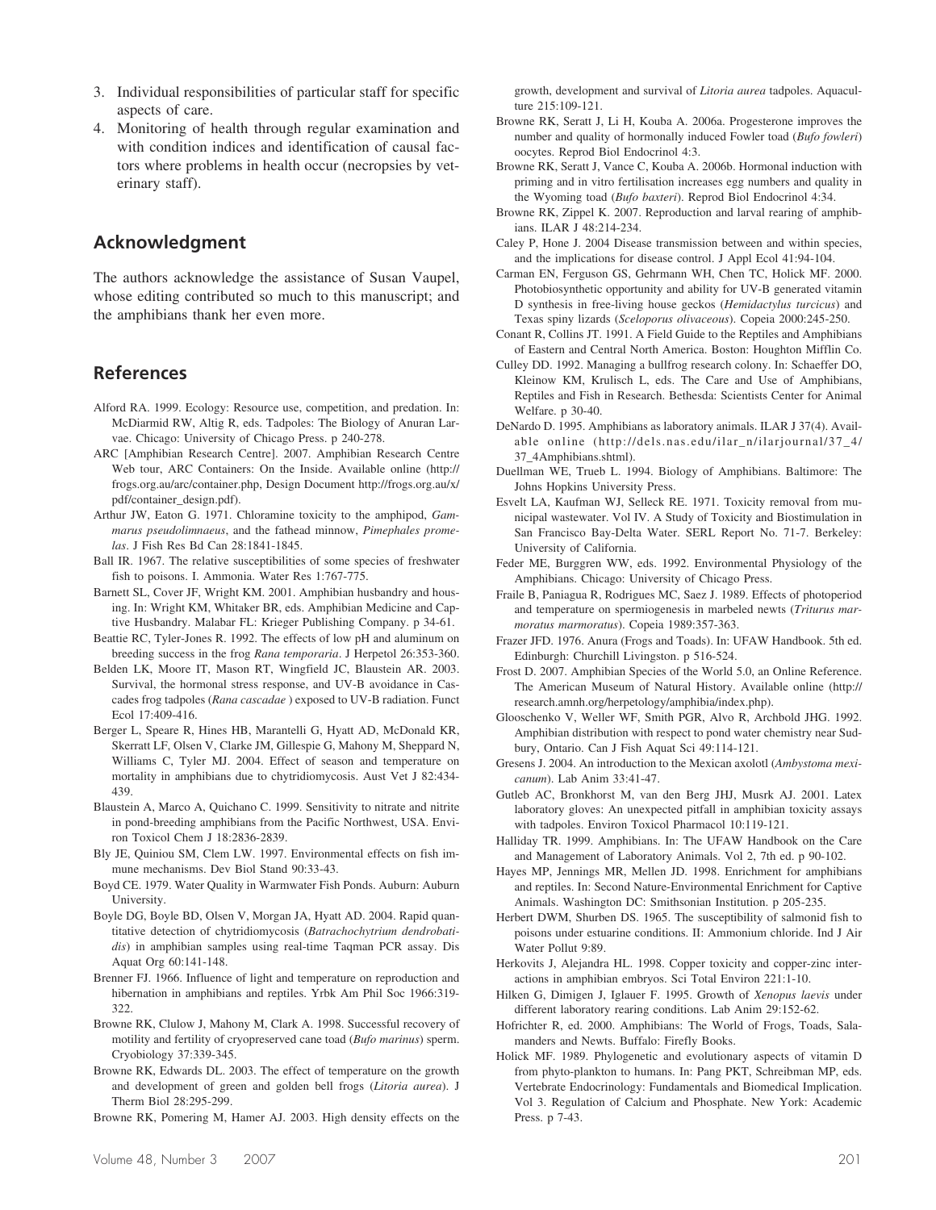3. Individual responsibilities of particular staff for specific aspects of care.
4. Monitoring of health through regular examination and with condition indices and identification of causal factors where problems in health occur (necropsies by veterinary staff).

## Acknowledgment

The authors acknowledge the assistance of Susan Vaupel, whose editing contributed so much to this manuscript; and the amphibians thank her even more.

## References

Alford RA. 1999. Ecology: Resource use, competition, and predation. In: McDiarmid RW, Altig R, eds. Tadpoles: The Biology of Anuran Larvae. Chicago: University of Chicago Press. p 240-278.

ARC [Amphibian Research Centre]. 2007. Amphibian Research Centre Web tour, ARC Containers: On the Inside. Available online (http://frogs.org.au/arc/container.php, Design Document http://frogs.org.au/x/pdf/container_design.pdf).

Arthur JW, Eaton G. 1971. Chloramine toxicity to the amphipod, *Gammarus pseudolimnaeus*, and the fathead minnow, *Pimephales promelas*. J Fish Res Bd Can 28:1841-1845.

Ball IR. 1967. The relative susceptibilities of some species of freshwater fish to poisons. I. Ammonia. Water Res 1:767-775.

Barnett SL, Cover JF, Wright KM. 2001. Amphibian husbandry and housing. In: Wright KM, Whitaker BR, eds. Amphibian Medicine and Captive Husbandry. Malabar FL: Krieger Publishing Company. p 34-61.

Beattie RC, Tyler-Jones R. 1992. The effects of low pH and aluminum on breeding success in the frog *Rana temporaria*. J Herpetol 26:353-360.

Belden LK, Moore IT, Mason RT, Wingfield JC, Blaustein AR. 2003. Survival, the hormonal stress response, and UV-B avoidance in Cascades frog tadpoles (*Rana cascadae* ) exposed to UV-B radiation. Funct Ecol 17:409-416.

Berger L, Speare R, Hines HB, Marantelli G, Hyatt AD, McDonald KR, Skerratt LF, Olsen V, Clarke JM, Gillespie G, Mahony M, Sheppard N, Williams C, Tyler MJ. 2004. Effect of season and temperature on mortality in amphibians due to chytridiomycosis. Aust Vet J 82:434-439.

Blaustein A, Marco A, Quichano C. 1999. Sensitivity to nitrate and nitrite in pond-breeding amphibians from the Pacific Northwest, USA. Environ Toxicol Chem J 18:2836-2839.

Bly JE, Quiniou SM, Clem LW. 1997. Environmental effects on fish immune mechanisms. Dev Biol Stand 90:33-43.

Boyd CE. 1979. Water Quality in Warmwater Fish Ponds. Auburn: Auburn University.

Boyle DG, Boyle BD, Olsen V, Morgan JA, Hyatt AD. 2004. Rapid quantitative detection of chytridiomycosis (*Batrachochytrium dendrobatidis*) in amphibian samples using real-time Taqman PCR assay. Dis Aquat Org 60:141-148.

Brenner FJ. 1966. Influence of light and temperature on reproduction and hibernation in amphibians and reptiles. Yrbk Am Phil Soc 1966:319-322.

Browne RK, Clulow J, Mahony M, Clark A. 1998. Successful recovery of motility and fertility of cryopreserved cane toad (*Bufo marinus*) sperm. Cryobiology 37:339-345.

Browne RK, Edwards DL. 2003. The effect of temperature on the growth and development of green and golden bell frogs (*Litoria aurea*). J Therm Biol 28:295-299.

Browne RK, Pomering M, Hamer AJ. 2003. High density effects on the growth, development and survival of *Litoria aurea* tadpoles. Aquaculture 215:109-121.

Browne RK, Seratt J, Li H, Kouba A. 2006a. Progesterone improves the number and quality of hormonally induced Fowler toad (*Bufo fowleri*) oocytes. Reprod Biol Endocrinol 4:3.

Browne RK, Seratt J, Vance C, Kouba A. 2006b. Hormonal induction with priming and in vitro fertilisation increases egg numbers and quality in the Wyoming toad (*Bufo baxteri*). Reprod Biol Endocrinol 4:34.

Browne RK, Zippel K. 2007. Reproduction and larval rearing of amphibians. ILAR J 48:214-234.

Caley P, Hone J. 2004 Disease transmission between and within species, and the implications for disease control. J Appl Ecol 41:94-104.

Carman EN, Ferguson GS, Gehrmann WH, Chen TC, Holick MF. 2000. Photobiosynthetic opportunity and ability for UV-B generated vitamin D synthesis in free-living house geckos (*Hemidactylus turcicus*) and Texas spiny lizards (*Sceloporus olivaceous*). Copeia 2000:245-250.

Conant R, Collins JT. 1991. A Field Guide to the Reptiles and Amphibians of Eastern and Central North America. Boston: Houghton Mifflin Co.

Culley DD. 1992. Managing a bullfrog research colony. In: Schaeffer DO, Kleinow KM, Krulisch L, eds. The Care and Use of Amphibians, Reptiles and Fish in Research. Bethesda: Scientists Center for Animal Welfare. p 30-40.

DeNardo D. 1995. Amphibians as laboratory animals. ILAR J 37(4). Available online (http://dels.nas.edu/ilar_n/ilarjournal/37_4/37_4Amphibians.shtml).

Duellman WE, Trueb L. 1994. Biology of Amphibians. Baltimore: The Johns Hopkins University Press.

Esvelt LA, Kaufman WJ, Selleck RE. 1971. Toxicity removal from municipal wastewater. Vol IV. A Study of Toxicity and Biostimulation in San Francisco Bay-Delta Water. SERL Report No. 71-7. Berkeley: University of California.

Feder ME, Burggren WW, eds. 1992. Environmental Physiology of the Amphibians. Chicago: University of Chicago Press.

Fraile B, Paniagua R, Rodrigues MC, Saez J. 1989. Effects of photoperiod and temperature on spermiogenesis in marbeled newts (*Triturus marmoratus marmoratus*). Copeia 1989:357-363.

Frazer JFD. 1976. Anura (Frogs and Toads). In: UFAW Handbook. 5th ed. Edinburgh: Churchill Livingston. p 516-524.

Frost D. 2007. Amphibian Species of the World 5.0, an Online Reference. The American Museum of Natural History. Available online (http://research.amnh.org/herpetology/amphibia/index.php).

Glooschenko V, Weller WF, Smith PGR, Alvo R, Archbold JHG. 1992. Amphibian distribution with respect to pond water chemistry near Sudbury, Ontario. Can J Fish Aquat Sci 49:114-121.

Gresens J. 2004. An introduction to the Mexican axolotl (*Ambystoma mexicanum*). Lab Anim 33:41-47.

Gutleb AC, Bronkhorst M, van den Berg JHJ, Musrk AJ. 2001. Latex laboratory gloves: An unexpected pitfall in amphibian toxicity assays with tadpoles. Environ Toxicol Pharmacol 10:119-121.

Halliday TR. 1999. Amphibians. In: The UFAW Handbook on the Care and Management of Laboratory Animals. Vol 2, 7th ed. p 90-102.

Hayes MP, Jennings MR, Mellen JD. 1998. Enrichment for amphibians and reptiles. In: Second Nature-Environmental Enrichment for Captive Animals. Washington DC: Smithsonian Institution. p 205-235.

Herbert DWM, Shurben DS. 1965. The susceptibility of salmonid fish to poisons under estuarine conditions. II: Ammonium chloride. Ind J Air Water Pollut 9:89.

Herkovits J, Alejandra HL. 1998. Copper toxicity and copper-zinc interactions in amphibian embryos. Sci Total Environ 221:1-10.

Hilken G, Dimigen J, Iglauer F. 1995. Growth of *Xenopus laevis* under different laboratory rearing conditions. Lab Anim 29:152-62.

Hofrichter R, ed. 2000. Amphibians: The World of Frogs, Toads, Salamanders and Newts. Buffalo: Firefly Books.

Holick MF. 1989. Phylogenetic and evolutionary aspects of vitamin D from phyto-plankton to humans. In: Pang PKT, Schreibman MP, eds. Vertebrate Endocrinology: Fundamentals and Biomedical Implication. Vol 3. Regulation of Calcium and Phosphate. New York: Academic Press. p 7-43.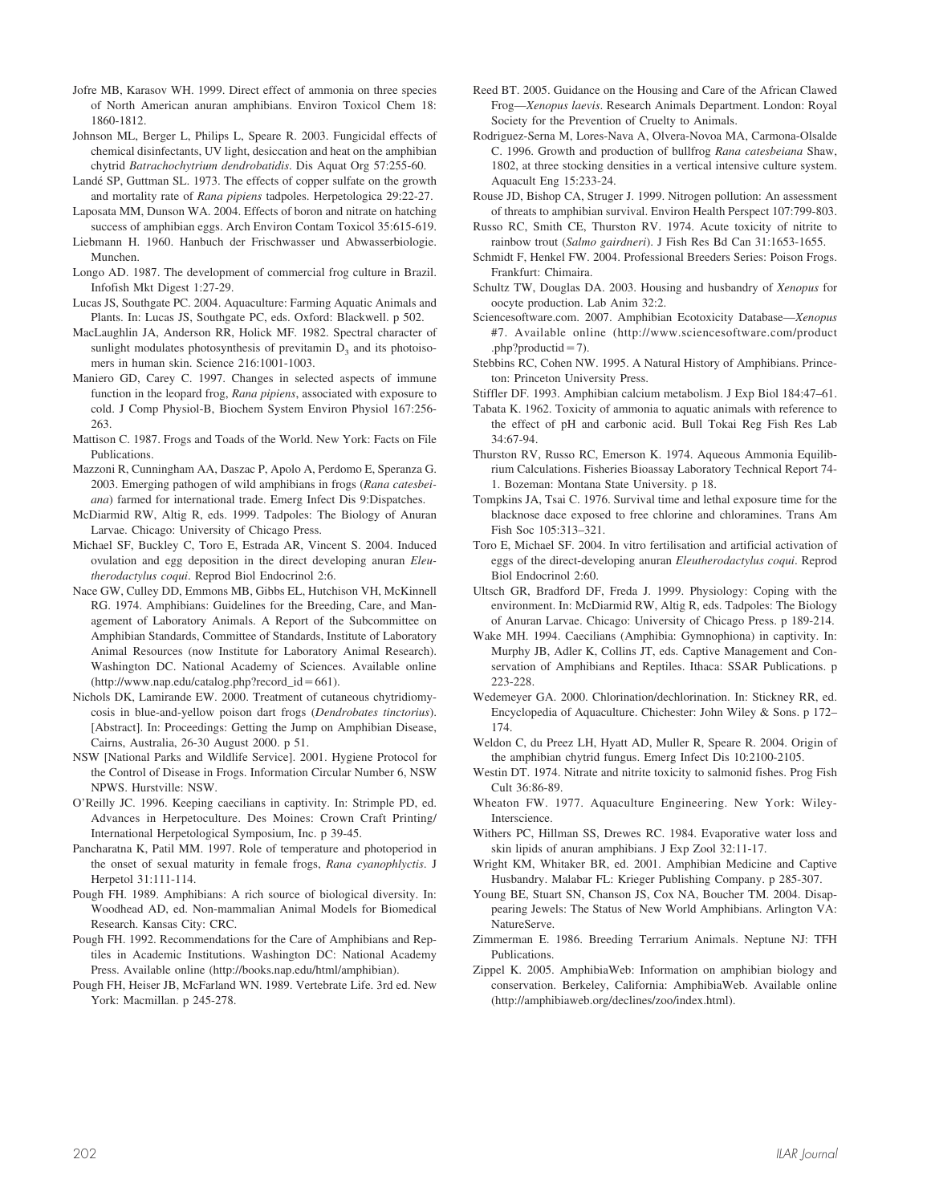Jofre MB, Karasov WH. 1999. Direct effect of ammonia on three species of North American anuran amphibians. Environ Toxicol Chem 18: 1860-1812.

Johnson ML, Berger L, Philips L, Speare R. 2003. Fungicidal effects of chemical disinfectants, UV light, desiccation and heat on the amphibian chytrid *Batrachochytrium dendrobatidis*. Dis Aquat Org 57:255-60.

Landé SP, Guttman SL. 1973. The effects of copper sulfate on the growth and mortality rate of *Rana pipiens* tadpoles. Herpetologica 29:22-27.

Laposata MM, Dunson WA. 2004. Effects of boron and nitrate on hatching success of amphibian eggs. Arch Environ Contam Toxicol 35:615-619.

Liebmann H. 1960. Hanbuch der Frischwasser und Abwasserbiologie. Munchen.

Longo AD. 1987. The development of commercial frog culture in Brazil. Infofish Mkt Digest 1:27-29.

Lucas JS, Southgate PC. 2004. Aquaculture: Farming Aquatic Animals and Plants. In: Lucas JS, Southgate PC, eds. Oxford: Blackwell. p 502.

MacLaughlin JA, Anderson RR, Holick MF. 1982. Spectral character of sunlight modulates photosynthesis of previtamin $D_3$ and its photoisomers in human skin. Science 216:1001-1003.

Maniero GD, Carey C. 1997. Changes in selected aspects of immune function in the leopard frog, *Rana pipiens*, associated with exposure to cold. J Comp Physiol-B, Biochem System Environ Physiol 167:256-263.

Mattison C. 1987. Frogs and Toads of the World. New York: Facts on File Publications.

Mazzoni R, Cunningham AA, Daszac P, Apolo A, Perdomo E, Speranza G. 2003. Emerging pathogen of wild amphibians in frogs (*Rana catesbeiana*) farmed for international trade. Emerg Infect Dis 9:Dispatches.

McDiarmid RW, Altig R, eds. 1999. Tadpoles: The Biology of Anuran Larvae. Chicago: University of Chicago Press.

Michael SF, Buckley C, Toro E, Estrada AR, Vincent S. 2004. Induced ovulation and egg deposition in the direct developing anuran *Eleutherodactylus coqui*. Reprod Biol Endocrinol 2:6.

Nace GW, Culley DD, Emmons MB, Gibbs EL, Hutchison VH, McKinnell RG. 1974. Amphibians: Guidelines for the Breeding, Care, and Management of Laboratory Animals. A Report of the Subcommittee on Amphibian Standards, Committee of Standards, Institute of Laboratory Animal Resources (now Institute for Laboratory Animal Research). Washington DC. National Academy of Sciences. Available online (http://www.nap.edu/catalog.php?record_id=661).

Nichols DK, Lamirande EW. 2000. Treatment of cutaneous chytridiomycosis in blue-and-yellow poison dart frogs (*Dendrobates tinctorius*). [Abstract]. In: Proceedings: Getting the Jump on Amphibian Disease, Cairns, Australia, 26-30 August 2000. p 51.

NSW [National Parks and Wildlife Service]. 2001. Hygiene Protocol for the Control of Disease in Frogs. Information Circular Number 6, NSW NPWS. Hurstville: NSW.

O'Reilly JC. 1996. Keeping caecilians in captivity. In: Strimple PD, ed. Advances in Herpetoculture. Des Moines: Crown Craft Printing/International Herpetological Symposium, Inc. p 39-45.

Pancharatna K, Patil MM. 1997. Role of temperature and photoperiod in the onset of sexual maturity in female frogs, *Rana cyanophlyctis*. J Herpetol 31:111-114.

Pough FH. 1989. Amphibians: A rich source of biological diversity. In: Woodhead AD, ed. Non-mammalian Animal Models for Biomedical Research. Kansas City: CRC.

Pough FH. 1992. Recommendations for the Care of Amphibians and Reptiles in Academic Institutions. Washington DC: National Academy Press. Available online (http://books.nap.edu/html/amphibian).

Pough FH, Heiser JB, McFarland WN. 1989. Vertebrate Life. 3rd ed. New York: Macmillan. p 245-278.

Reed BT. 2005. Guidance on the Housing and Care of the African Clawed Frog—*Xenopus laevis*. Research Animals Department. London: Royal Society for the Prevention of Cruelty to Animals.

Rodriguez-Serna M, Lores-Nava A, Olvera-Novoa MA, Carmona-Olsalde C. 1996. Growth and production of bullfrog *Rana catesbeiana* Shaw, 1802, at three stocking densities in a vertical intensive culture system. Aquacult Eng 15:233-24.

Rouse JD, Bishop CA, Struger J. 1999. Nitrogen pollution: An assessment of threats to amphibian survival. Environ Health Perspect 107:799-803.

Russo RC, Smith CE, Thurston RV. 1974. Acute toxicity of nitrite to rainbow trout (*Salmo gairdneri*). J Fish Res Bd Can 31:1653-1655.

Schmidt F, Henkel FW. 2004. Professional Breeders Series: Poison Frogs. Frankfurt: Chimaira.

Schultz TW, Douglas DA. 2003. Housing and husbandry of *Xenopus* for oocyte production. Lab Anim 32:2.

Sciencesoftware.com. 2007. Amphibian Ecotoxicity Database—*Xenopus* #7. Available online (http://www.sciencesoftware.com/product.php?productid=7).

Stebbins RC, Cohen NW. 1995. A Natural History of Amphibians. Princeton: Princeton University Press.

Stiffler DF. 1993. Amphibian calcium metabolism. J Exp Biol 184:47–61.

Tabata K. 1962. Toxicity of ammonia to aquatic animals with reference to the effect of pH and carbonic acid. Bull Tokai Reg Fish Res Lab 34:67-94.

Thurston RV, Russo RC, Emerson K. 1974. Aqueous Ammonia Equilibrium Calculations. Fisheries Bioassay Laboratory Technical Report 74-1. Bozeman: Montana State University. p 18.

Tompkins JA, Tsai C. 1976. Survival time and lethal exposure time for the blacknose dace exposed to free chlorine and chloramines. Trans Am Fish Soc 105:313–321.

Toro E, Michael SF. 2004. In vitro fertilisation and artificial activation of eggs of the direct-developing anuran *Eleutherodactylus coqui*. Reprod Biol Endocrinol 2:60.

Ultsch GR, Bradford DF, Freda J. 1999. Physiology: Coping with the environment. In: McDiarmid RW, Altig R, eds. Tadpoles: The Biology of Anuran Larvae. Chicago: University of Chicago Press. p 189-214.

Wake MH. 1994. Caecilians (Amphibia: Gymnophiona) in captivity. In: Murphy JB, Adler K, Collins JT, eds. Captive Management and Conservation of Amphibians and Reptiles. Ithaca: SSAR Publications. p 223-228.

Wedemeyer GA. 2000. Chlorination/dechlorination. In: Stickney RR, ed. Encyclopedia of Aquaculture. Chichester: John Wiley & Sons. p 172–174.

Weldon C, du Preez LH, Hyatt AD, Muller R, Speare R. 2004. Origin of the amphibian chytrid fungus. Emerg Infect Dis 10:2100-2105.

Westin DT. 1974. Nitrate and nitrite toxicity to salmonid fishes. Prog Fish Cult 36:86-89.

Wheaton FW. 1977. Aquaculture Engineering. New York: Wiley-Interscience.

Withers PC, Hillman SS, Drewes RC. 1984. Evaporative water loss and skin lipids of anuran amphibians. J Exp Zool 32:11-17.

Wright KM, Whitaker BR, ed. 2001. Amphibian Medicine and Captive Husbandry. Malabar FL: Krieger Publishing Company. p 285-307.

Young BE, Stuart SN, Chanson JS, Cox NA, Boucher TM. 2004. Disappearing Jewels: The Status of New World Amphibians. Arlington VA: NatureServe.

Zimmerman E. 1986. Breeding Terrarium Animals. Neptune NJ: TFH Publications.

Zippel K. 2005. AmphibiaWeb: Information on amphibian biology and conservation. Berkeley, California: AmphibiaWeb. Available online (http://amphibiaweb.org/declines/zoo/index.html).